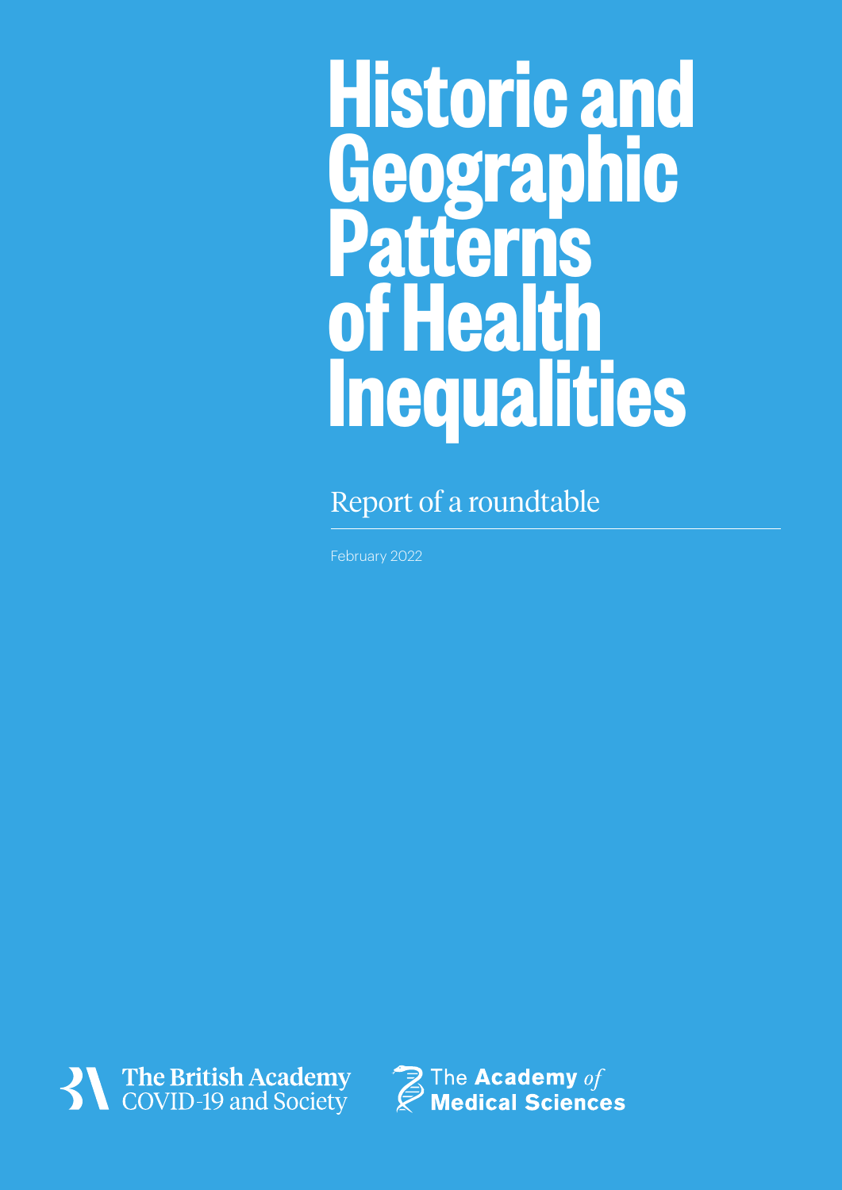# Historic and Geographic Patterns of Health Inequalities

Report of a roundtable

February 2022

The British Academy
COVID-19 and Society

The Academy *of* Medical Sciences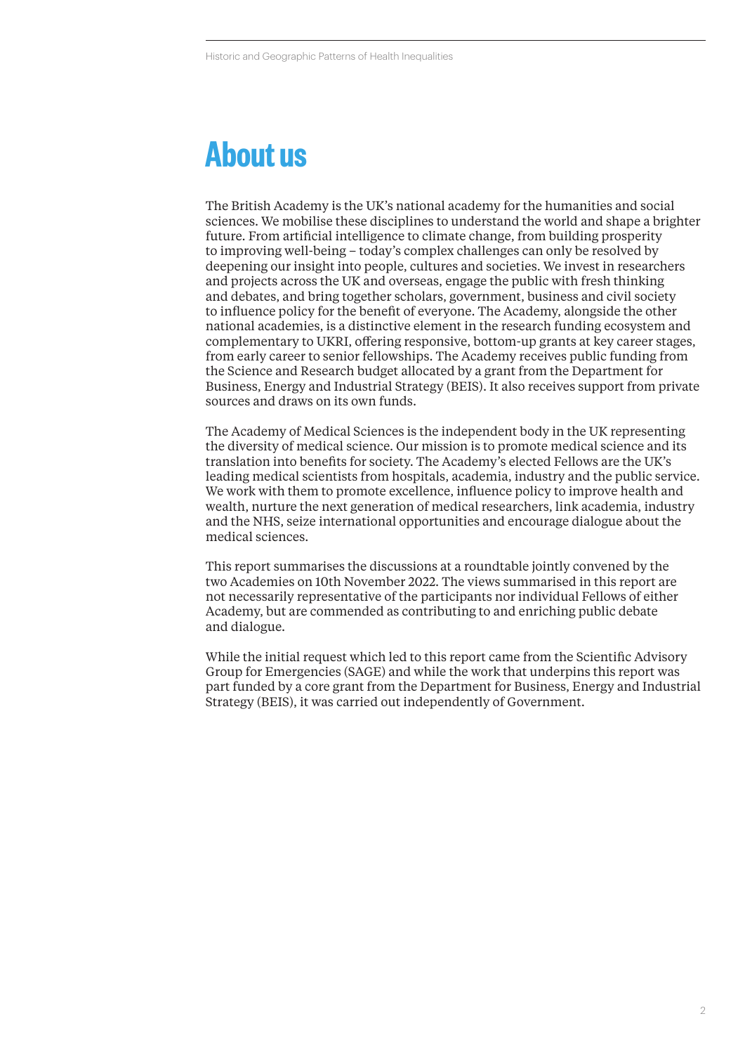# About us

The British Academy is the UK's national academy for the humanities and social sciences. We mobilise these disciplines to understand the world and shape a brighter future. From artificial intelligence to climate change, from building prosperity to improving well-being – today's complex challenges can only be resolved by deepening our insight into people, cultures and societies. We invest in researchers and projects across the UK and overseas, engage the public with fresh thinking and debates, and bring together scholars, government, business and civil society to influence policy for the benefit of everyone. The Academy, alongside the other national academies, is a distinctive element in the research funding ecosystem and complementary to UKRI, offering responsive, bottom-up grants at key career stages, from early career to senior fellowships. The Academy receives public funding from the Science and Research budget allocated by a grant from the Department for Business, Energy and Industrial Strategy (BEIS). It also receives support from private sources and draws on its own funds.

The Academy of Medical Sciences is the independent body in the UK representing the diversity of medical science. Our mission is to promote medical science and its translation into benefits for society. The Academy's elected Fellows are the UK's leading medical scientists from hospitals, academia, industry and the public service. We work with them to promote excellence, influence policy to improve health and wealth, nurture the next generation of medical researchers, link academia, industry and the NHS, seize international opportunities and encourage dialogue about the medical sciences.

This report summarises the discussions at a roundtable jointly convened by the two Academies on 10th November 2022. The views summarised in this report are not necessarily representative of the participants nor individual Fellows of either Academy, but are commended as contributing to and enriching public debate and dialogue.

While the initial request which led to this report came from the Scientific Advisory Group for Emergencies (SAGE) and while the work that underpins this report was part funded by a core grant from the Department for Business, Energy and Industrial Strategy (BEIS), it was carried out independently of Government.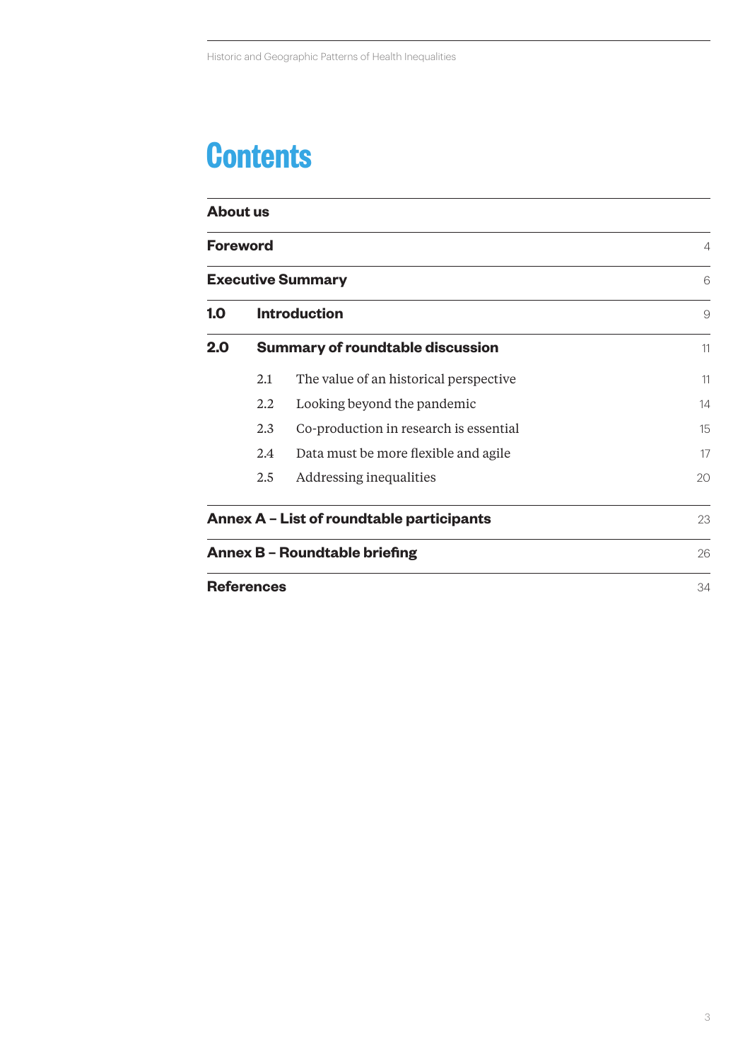# Contents

| | | |
|---|---|---|
| **About us** | | |
| **Foreword** | | 4 |
| **Executive Summary** | | 6 |
| **1.0** | **Introduction** | 9 |
| **2.0** | **Summary of roundtable discussion** | 11 |
| | 2.1 The value of an historical perspective | 11 |
| | 2.2 Looking beyond the pandemic | 14 |
| | 2.3 Co-production in research is essential | 15 |
| | 2.4 Data must be more flexible and agile | 17 |
| | 2.5 Addressing inequalities | 20 |
| **Annex A – List of roundtable participants** | | 23 |
| **Annex B – Roundtable briefing** | | 26 |
| **References** | | 34 |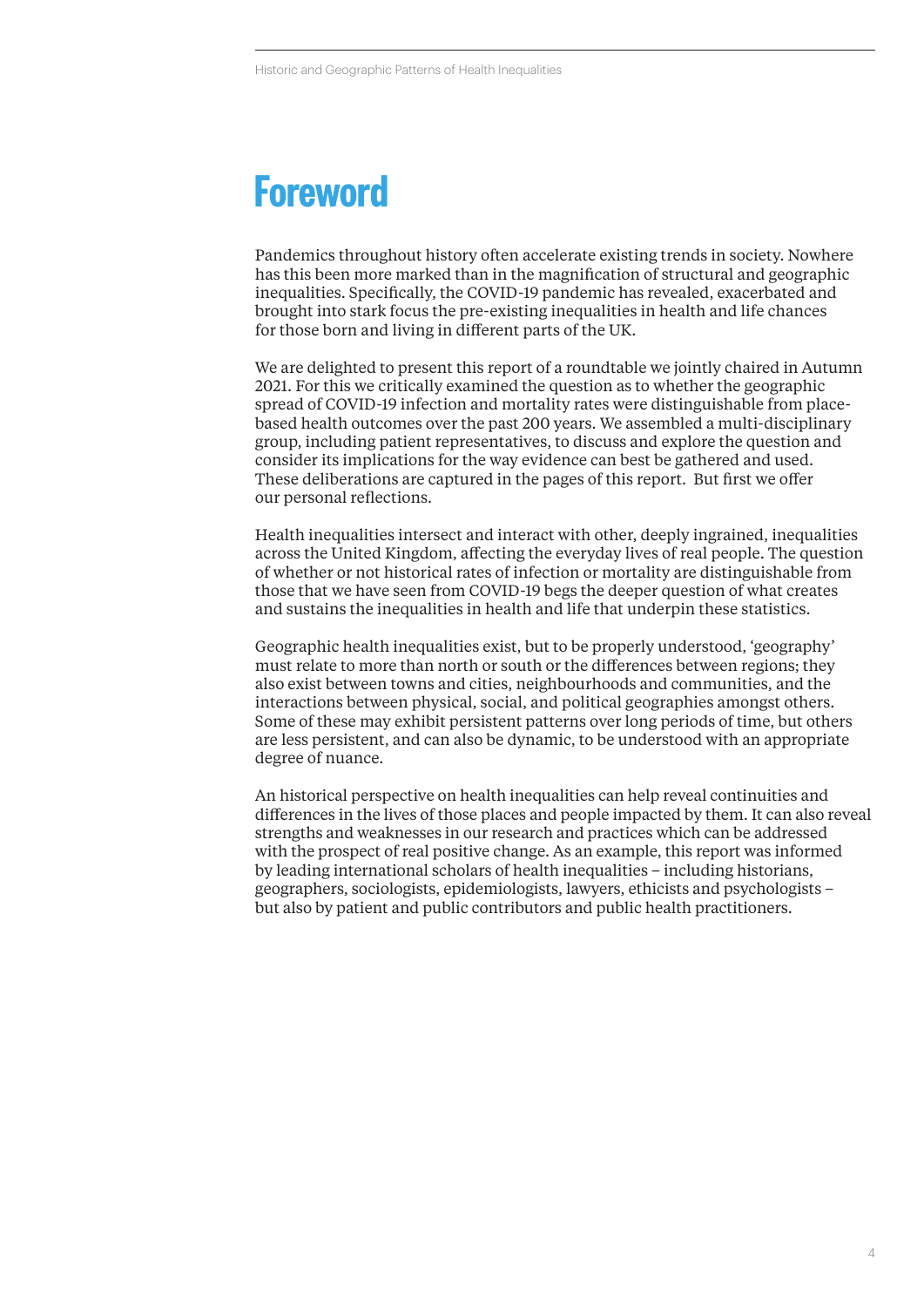# Foreword

Pandemics throughout history often accelerate existing trends in society. Nowhere has this been more marked than in the magnification of structural and geographic inequalities. Specifically, the COVID-19 pandemic has revealed, exacerbated and brought into stark focus the pre-existing inequalities in health and life chances for those born and living in different parts of the UK.

We are delighted to present this report of a roundtable we jointly chaired in Autumn 2021. For this we critically examined the question as to whether the geographic spread of COVID-19 infection and mortality rates were distinguishable from place-based health outcomes over the past 200 years. We assembled a multi-disciplinary group, including patient representatives, to discuss and explore the question and consider its implications for the way evidence can best be gathered and used. These deliberations are captured in the pages of this report. But first we offer our personal reflections.

Health inequalities intersect and interact with other, deeply ingrained, inequalities across the United Kingdom, affecting the everyday lives of real people. The question of whether or not historical rates of infection or mortality are distinguishable from those that we have seen from COVID-19 begs the deeper question of what creates and sustains the inequalities in health and life that underpin these statistics.

Geographic health inequalities exist, but to be properly understood, 'geography' must relate to more than north or south or the differences between regions; they also exist between towns and cities, neighbourhoods and communities, and the interactions between physical, social, and political geographies amongst others. Some of these may exhibit persistent patterns over long periods of time, but others are less persistent, and can also be dynamic, to be understood with an appropriate degree of nuance.

An historical perspective on health inequalities can help reveal continuities and differences in the lives of those places and people impacted by them. It can also reveal strengths and weaknesses in our research and practices which can be addressed with the prospect of real positive change. As an example, this report was informed by leading international scholars of health inequalities – including historians, geographers, sociologists, epidemiologists, lawyers, ethicists and psychologists – but also by patient and public contributors and public health practitioners.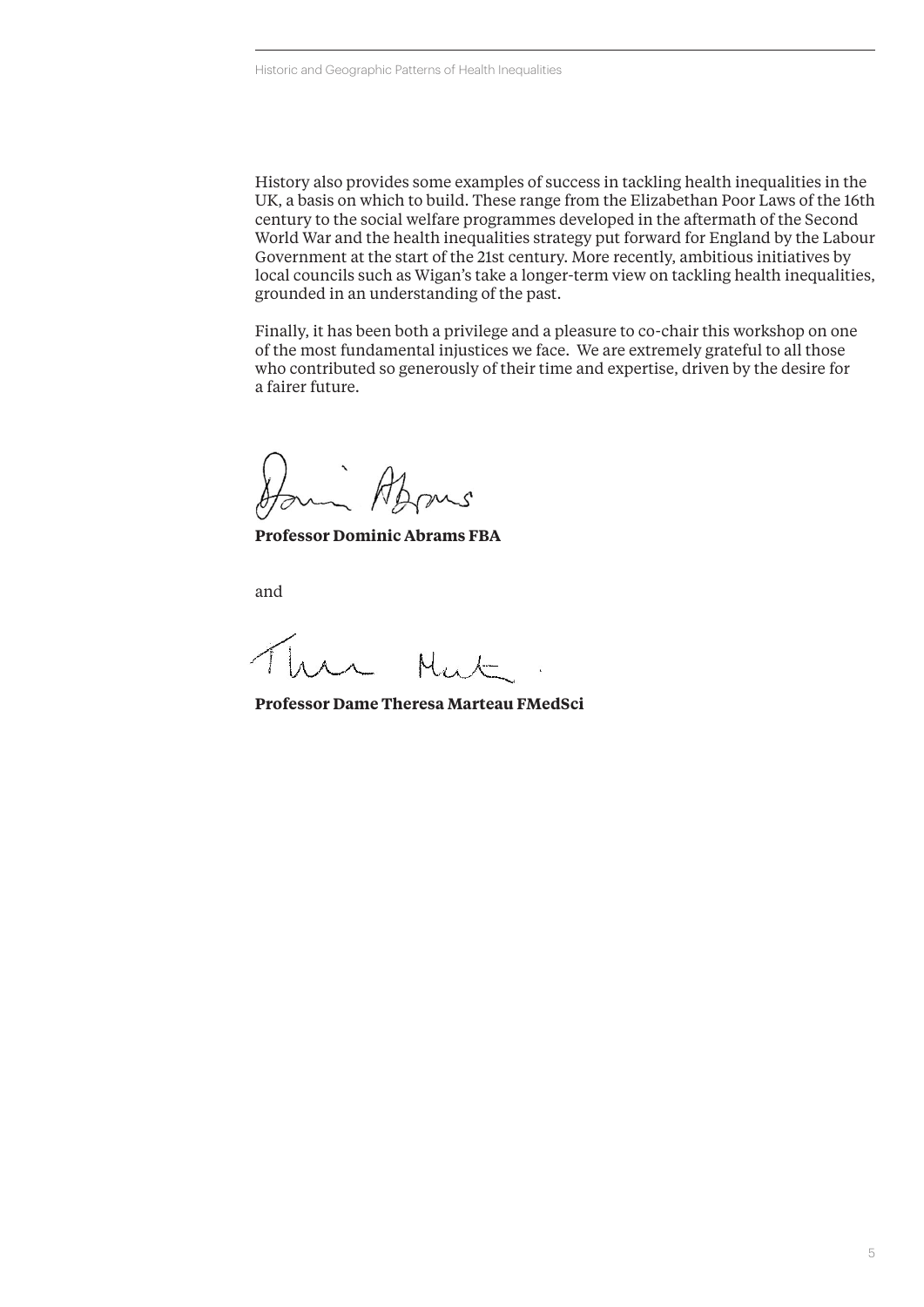History also provides some examples of success in tackling health inequalities in the UK, a basis on which to build. These range from the Elizabethan Poor Laws of the 16th century to the social welfare programmes developed in the aftermath of the Second World War and the health inequalities strategy put forward for England by the Labour Government at the start of the 21st century. More recently, ambitious initiatives by local councils such as Wigan's take a longer-term view on tackling health inequalities, grounded in an understanding of the past.

Finally, it has been both a privilege and a pleasure to co-chair this workshop on one of the most fundamental injustices we face. We are extremely grateful to all those who contributed so generously of their time and expertise, driven by the desire for a fairer future.

**Professor Dominic Abrams FBA**

and

**Professor Dame Theresa Marteau FMedSci**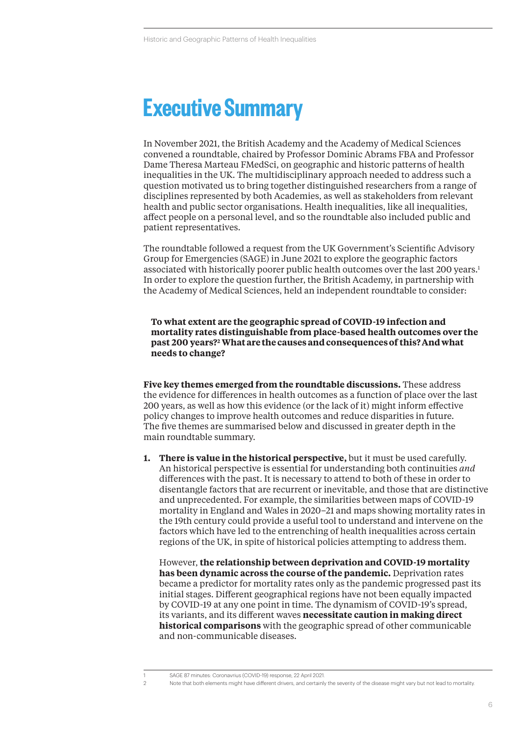# Executive Summary

In November 2021, the British Academy and the Academy of Medical Sciences convened a roundtable, chaired by Professor Dominic Abrams FBA and Professor Dame Theresa Marteau FMedSci, on geographic and historic patterns of health inequalities in the UK. The multidisciplinary approach needed to address such a question motivated us to bring together distinguished researchers from a range of disciplines represented by both Academies, as well as stakeholders from relevant health and public sector organisations. Health inequalities, like all inequalities, affect people on a personal level, and so the roundtable also included public and patient representatives.

The roundtable followed a request from the UK Government's Scientific Advisory Group for Emergencies (SAGE) in June 2021 to explore the geographic factors associated with historically poorer public health outcomes over the last 200 years.[1] In order to explore the question further, the British Academy, in partnership with the Academy of Medical Sciences, held an independent roundtable to consider:

**To what extent are the geographic spread of COVID-19 infection and mortality rates distinguishable from place-based health outcomes over the past 200 years?[2] What are the causes and consequences of this? And what needs to change?**

**Five key themes emerged from the roundtable discussions.** These address the evidence for differences in health outcomes as a function of place over the last 200 years, as well as how this evidence (or the lack of it) might inform effective policy changes to improve health outcomes and reduce disparities in future. The five themes are summarised below and discussed in greater depth in the main roundtable summary.

1. **There is value in the historical perspective,** but it must be used carefully. An historical perspective is essential for understanding both continuities *and* differences with the past. It is necessary to attend to both of these in order to disentangle factors that are recurrent or inevitable, and those that are distinctive and unprecedented. For example, the similarities between maps of COVID-19 mortality in England and Wales in 2020–21 and maps showing mortality rates in the 19th century could provide a useful tool to understand and intervene on the factors which have led to the entrenching of health inequalities across certain regions of the UK, in spite of historical policies attempting to address them.

   However, **the relationship between deprivation and COVID-19 mortality has been dynamic across the course of the pandemic.** Deprivation rates became a predictor for mortality rates only as the pandemic progressed past its initial stages. Different geographical regions have not been equally impacted by COVID-19 at any one point in time. The dynamism of COVID-19's spread, its variants, and its different waves **necessitate caution in making direct historical comparisons** with the geographic spread of other communicable and non-communicable diseases.

1. SAGE 87 minutes: Coronavrius (COVID-19) response, 22 April 2021.

2. Note that both elements might have different drivers, and certainly the severity of the disease might vary but not lead to mortality.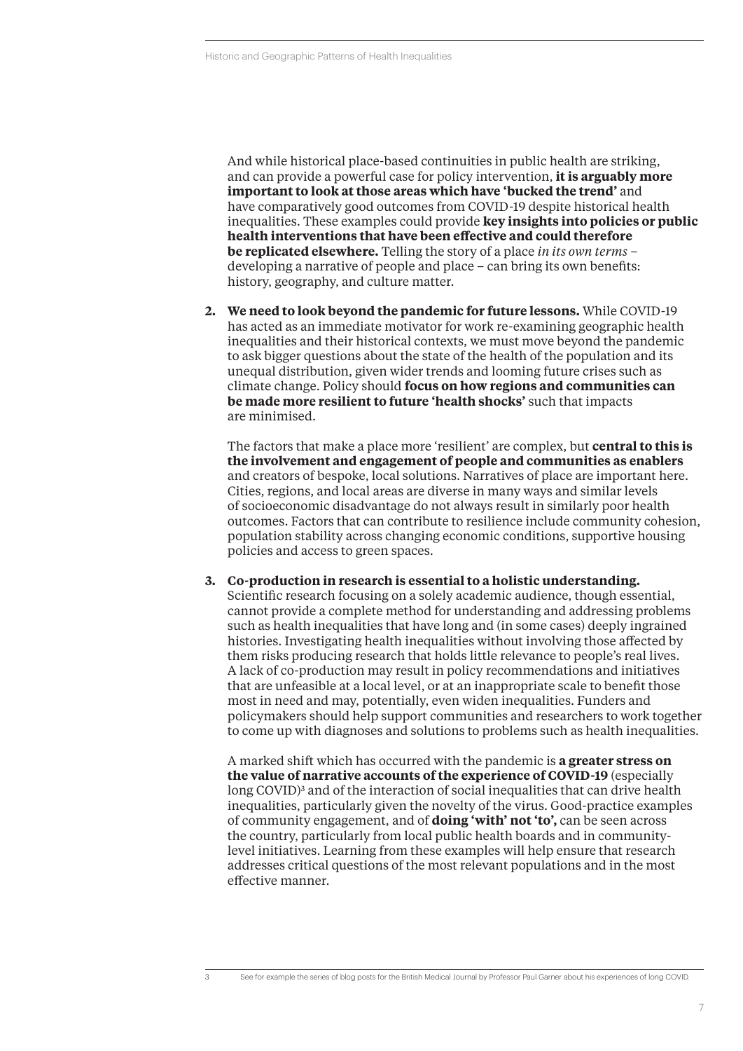And while historical place-based continuities in public health are striking, and can provide a powerful case for policy intervention, **it is arguably more important to look at those areas which have 'bucked the trend'** and have comparatively good outcomes from COVID-19 despite historical health inequalities. These examples could provide **key insights into policies or public health interventions that have been effective and could therefore be replicated elsewhere.** Telling the story of a place *in its own terms* – developing a narrative of people and place – can bring its own benefits: history, geography, and culture matter.

2. **We need to look beyond the pandemic for future lessons.** While COVID-19 has acted as an immediate motivator for work re-examining geographic health inequalities and their historical contexts, we must move beyond the pandemic to ask bigger questions about the state of the health of the population and its unequal distribution, given wider trends and looming future crises such as climate change. Policy should **focus on how regions and communities can be made more resilient to future 'health shocks'** such that impacts are minimised.

   The factors that make a place more 'resilient' are complex, but **central to this is the involvement and engagement of people and communities as enablers** and creators of bespoke, local solutions. Narratives of place are important here. Cities, regions, and local areas are diverse in many ways and similar levels of socioeconomic disadvantage do not always result in similarly poor health outcomes. Factors that can contribute to resilience include community cohesion, population stability across changing economic conditions, supportive housing policies and access to green spaces.

3. **Co-production in research is essential to a holistic understanding.** Scientific research focusing on a solely academic audience, though essential, cannot provide a complete method for understanding and addressing problems such as health inequalities that have long and (in some cases) deeply ingrained histories. Investigating health inequalities without involving those affected by them risks producing research that holds little relevance to people's real lives. A lack of co-production may result in policy recommendations and initiatives that are unfeasible at a local level, or at an inappropriate scale to benefit those most in need and may, potentially, even widen inequalities. Funders and policymakers should help support communities and researchers to work together to come up with diagnoses and solutions to problems such as health inequalities.

   A marked shift which has occurred with the pandemic is **a greater stress on the value of narrative accounts of the experience of COVID-19** (especially long COVID)[3] and of the interaction of social inequalities that can drive health inequalities, particularly given the novelty of the virus. Good-practice examples of community engagement, and of **doing 'with' not 'to',** can be seen across the country, particularly from local public health boards and in community-level initiatives. Learning from these examples will help ensure that research addresses critical questions of the most relevant populations and in the most effective manner.

[3] See for example the series of blog posts for the British Medical Journal by Professor Paul Garner about his experiences of long COVID.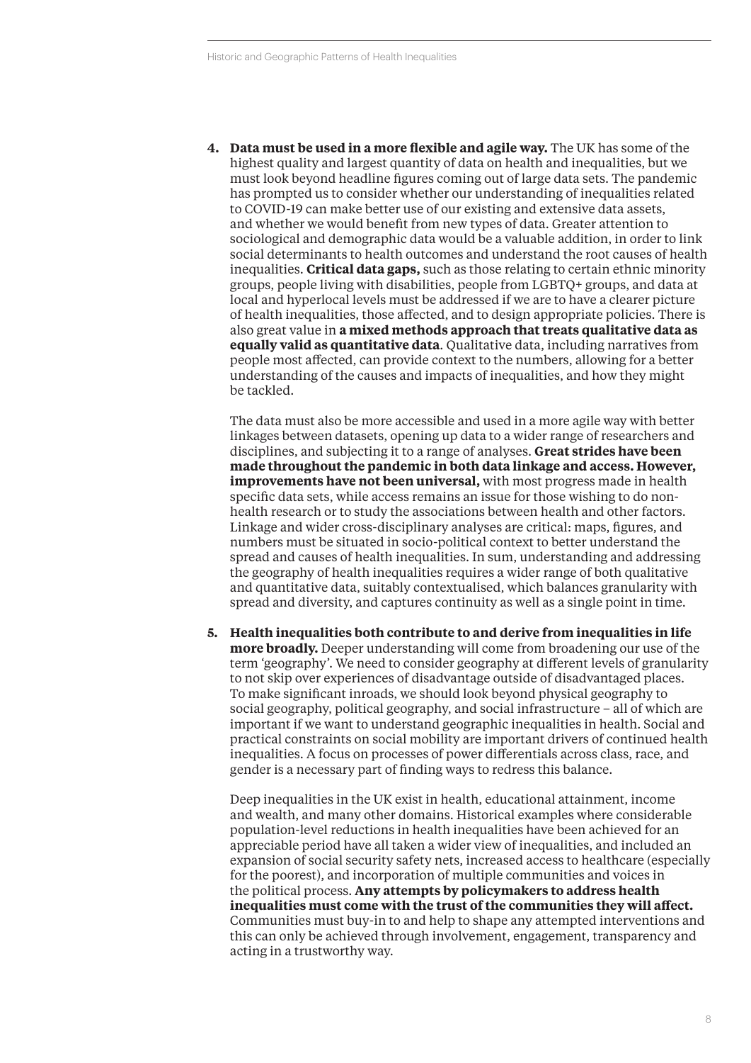4. **Data must be used in a more flexible and agile way.** The UK has some of the highest quality and largest quantity of data on health and inequalities, but we must look beyond headline figures coming out of large data sets. The pandemic has prompted us to consider whether our understanding of inequalities related to COVID-19 can make better use of our existing and extensive data assets, and whether we would benefit from new types of data. Greater attention to sociological and demographic data would be a valuable addition, in order to link social determinants to health outcomes and understand the root causes of health inequalities. **Critical data gaps,** such as those relating to certain ethnic minority groups, people living with disabilities, people from LGBTQ+ groups, and data at local and hyperlocal levels must be addressed if we are to have a clearer picture of health inequalities, those affected, and to design appropriate policies. There is also great value in **a mixed methods approach that treats qualitative data as equally valid as quantitative data**. Qualitative data, including narratives from people most affected, can provide context to the numbers, allowing for a better understanding of the causes and impacts of inequalities, and how they might be tackled.

   The data must also be more accessible and used in a more agile way with better linkages between datasets, opening up data to a wider range of researchers and disciplines, and subjecting it to a range of analyses. **Great strides have been made throughout the pandemic in both data linkage and access. However, improvements have not been universal,** with most progress made in health specific data sets, while access remains an issue for those wishing to do non-health research or to study the associations between health and other factors. Linkage and wider cross-disciplinary analyses are critical: maps, figures, and numbers must be situated in socio-political context to better understand the spread and causes of health inequalities. In sum, understanding and addressing the geography of health inequalities requires a wider range of both qualitative and quantitative data, suitably contextualised, which balances granularity with spread and diversity, and captures continuity as well as a single point in time.

5. **Health inequalities both contribute to and derive from inequalities in life more broadly.** Deeper understanding will come from broadening our use of the term 'geography'. We need to consider geography at different levels of granularity to not skip over experiences of disadvantage outside of disadvantaged places. To make significant inroads, we should look beyond physical geography to social geography, political geography, and social infrastructure – all of which are important if we want to understand geographic inequalities in health. Social and practical constraints on social mobility are important drivers of continued health inequalities. A focus on processes of power differentials across class, race, and gender is a necessary part of finding ways to redress this balance.

   Deep inequalities in the UK exist in health, educational attainment, income and wealth, and many other domains. Historical examples where considerable population-level reductions in health inequalities have been achieved for an appreciable period have all taken a wider view of inequalities, and included an expansion of social security safety nets, increased access to healthcare (especially for the poorest), and incorporation of multiple communities and voices in the political process. **Any attempts by policymakers to address health inequalities must come with the trust of the communities they will affect.** Communities must buy-in to and help to shape any attempted interventions and this can only be achieved through involvement, engagement, transparency and acting in a trustworthy way.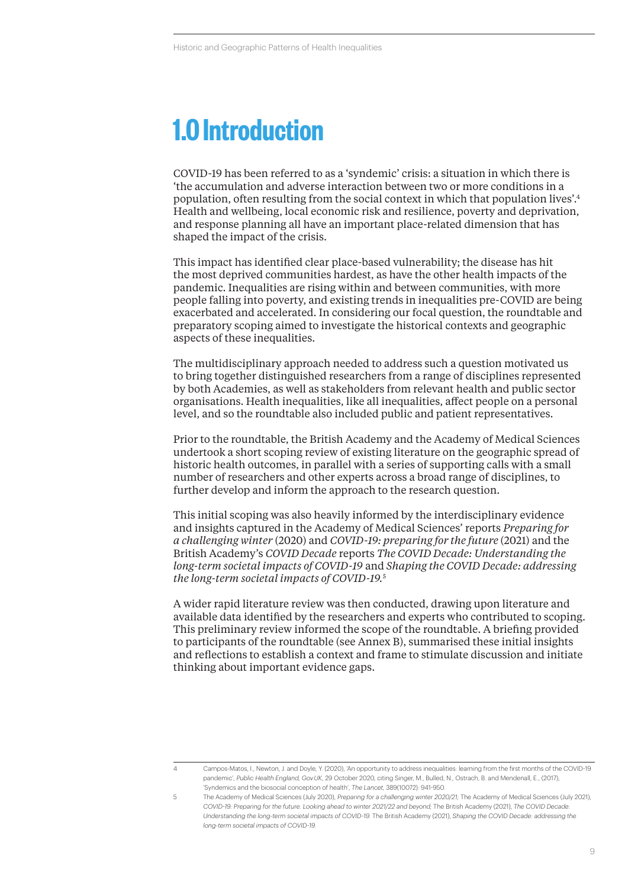# 1.0 Introduction

COVID-19 has been referred to as a 'syndemic' crisis: a situation in which there is 'the accumulation and adverse interaction between two or more conditions in a population, often resulting from the social context in which that population lives'.[4] Health and wellbeing, local economic risk and resilience, poverty and deprivation, and response planning all have an important place-related dimension that has shaped the impact of the crisis.

This impact has identified clear place-based vulnerability; the disease has hit the most deprived communities hardest, as have the other health impacts of the pandemic. Inequalities are rising within and between communities, with more people falling into poverty, and existing trends in inequalities pre-COVID are being exacerbated and accelerated. In considering our focal question, the roundtable and preparatory scoping aimed to investigate the historical contexts and geographic aspects of these inequalities.

The multidisciplinary approach needed to address such a question motivated us to bring together distinguished researchers from a range of disciplines represented by both Academies, as well as stakeholders from relevant health and public sector organisations. Health inequalities, like all inequalities, affect people on a personal level, and so the roundtable also included public and patient representatives.

Prior to the roundtable, the British Academy and the Academy of Medical Sciences undertook a short scoping review of existing literature on the geographic spread of historic health outcomes, in parallel with a series of supporting calls with a small number of researchers and other experts across a broad range of disciplines, to further develop and inform the approach to the research question.

This initial scoping was also heavily informed by the interdisciplinary evidence and insights captured in the Academy of Medical Sciences' reports *Preparing for a challenging winter* (2020) and *COVID-19: preparing for the future* (2021) and the British Academy's *COVID Decade* reports *The COVID Decade: Understanding the long-term societal impacts of COVID-19* and *Shaping the COVID Decade: addressing the long-term societal impacts of COVID-19.*[5]

A wider rapid literature review was then conducted, drawing upon literature and available data identified by the researchers and experts who contributed to scoping. This preliminary review informed the scope of the roundtable. A briefing provided to participants of the roundtable (see Annex B), summarised these initial insights and reflections to establish a context and frame to stimulate discussion and initiate thinking about important evidence gaps.

---

4 Campos-Matos, I., Newton, J. and Doyle, Y. (2020), 'An opportunity to address inequalities: learning from the first months of the COVID-19 pandemic', *Public Health England, Gov.UK*, 29 October 2020, citing Singer, M., Bulled, N., Ostrach, B. and Mendenall, E., (2017), 'Syndemics and the biosocial conception of health', *The Lancet*, 389(10072): 941-950.

5 The Academy of Medical Sciences (July 2020), *Preparing for a challenging winter 2020/21*; The Academy of Medical Sciences (July 2021), *COVID-19: Preparing for the future. Looking ahead to winter 2021/22 and beyond*; The British Academy (2021), *The COVID Decade: Understanding the long-term societal impacts of COVID-19.* The British Academy (2021), *Shaping the COVID Decade: addressing the long-term societal impacts of COVID-19.*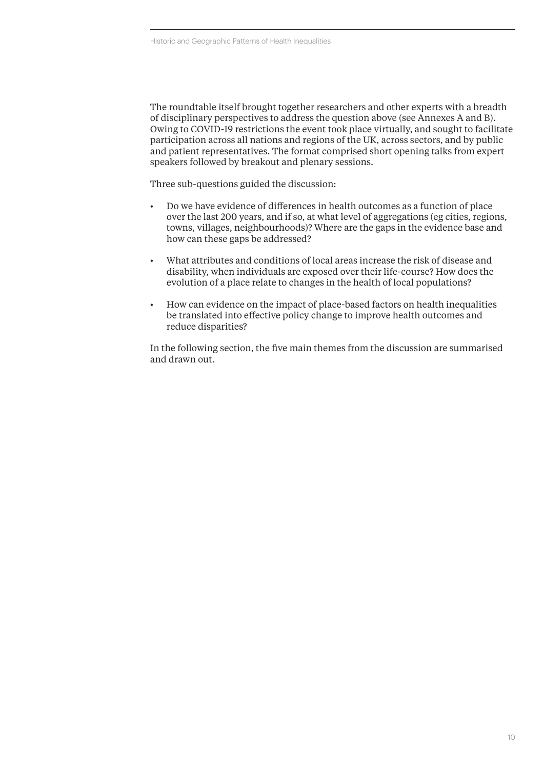The roundtable itself brought together researchers and other experts with a breadth of disciplinary perspectives to address the question above (see Annexes A and B). Owing to COVID-19 restrictions the event took place virtually, and sought to facilitate participation across all nations and regions of the UK, across sectors, and by public and patient representatives. The format comprised short opening talks from expert speakers followed by breakout and plenary sessions.

Three sub-questions guided the discussion:

- Do we have evidence of differences in health outcomes as a function of place over the last 200 years, and if so, at what level of aggregations (eg cities, regions, towns, villages, neighbourhoods)? Where are the gaps in the evidence base and how can these gaps be addressed?
- What attributes and conditions of local areas increase the risk of disease and disability, when individuals are exposed over their life-course? How does the evolution of a place relate to changes in the health of local populations?
- How can evidence on the impact of place-based factors on health inequalities be translated into effective policy change to improve health outcomes and reduce disparities?

In the following section, the five main themes from the discussion are summarised and drawn out.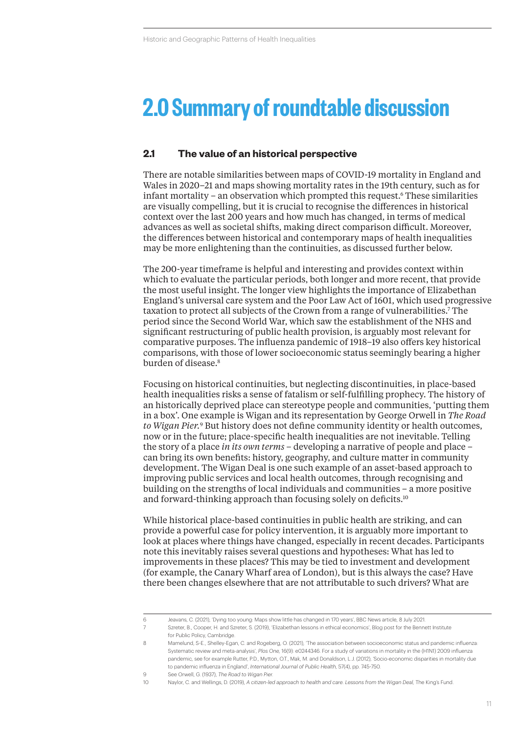# 2.0 Summary of roundtable discussion

## 2.1 The value of an historical perspective

There are notable similarities between maps of COVID-19 mortality in England and Wales in 2020–21 and maps showing mortality rates in the 19th century, such as for infant mortality – an observation which prompted this request.[6] These similarities are visually compelling, but it is crucial to recognise the differences in historical context over the last 200 years and how much has changed, in terms of medical advances as well as societal shifts, making direct comparison difficult. Moreover, the differences between historical and contemporary maps of health inequalities may be more enlightening than the continuities, as discussed further below.

The 200-year timeframe is helpful and interesting and provides context within which to evaluate the particular periods, both longer and more recent, that provide the most useful insight. The longer view highlights the importance of Elizabethan England's universal care system and the Poor Law Act of 1601, which used progressive taxation to protect all subjects of the Crown from a range of vulnerabilities.[7] The period since the Second World War, which saw the establishment of the NHS and significant restructuring of public health provision, is arguably most relevant for comparative purposes. The influenza pandemic of 1918–19 also offers key historical comparisons, with those of lower socioeconomic status seemingly bearing a higher burden of disease.[8]

Focusing on historical continuities, but neglecting discontinuities, in place-based health inequalities risks a sense of fatalism or self-fulfilling prophecy. The history of an historically deprived place can stereotype people and communities, 'putting them in a box'. One example is Wigan and its representation by George Orwell in *The Road to Wigan Pier*.[9] But history does not define community identity or health outcomes, now or in the future; place-specific health inequalities are not inevitable. Telling the story of a place *in its own terms* – developing a narrative of people and place – can bring its own benefits: history, geography, and culture matter in community development. The Wigan Deal is one such example of an asset-based approach to improving public services and local health outcomes, through recognising and building on the strengths of local individuals and communities – a more positive and forward-thinking approach than focusing solely on deficits.[10]

While historical place-based continuities in public health are striking, and can provide a powerful case for policy intervention, it is arguably more important to look at places where things have changed, especially in recent decades. Participants note this inevitably raises several questions and hypotheses: What has led to improvements in these places? This may be tied to investment and development (for example, the Canary Wharf area of London), but is this always the case? Have there been changes elsewhere that are not attributable to such drivers? What are

---

6 Jeavans, C. (2021), 'Dying too young: Maps show little has changed in 170 years', BBC News article, 8 July 2021.

7 Szreter, B., Cooper, H. and Szreter, S. (2019), 'Elizabethan lessons in ethical economics', Blog post for the Bennett Institute for Public Policy, Cambridge.

8 Mamelund, S-E., Shelley-Egan, C. and Rogeberg, O. (2021), 'The association between socioeconomic status and pandemic influenza: Systematic review and meta-analysis', *Plos One*, 16(9): e0244346. For a study of variations in mortality in the (H1N1) 2009 influenza pandemic, see for example Rutter, P.D., Mytton, O.T., Mak, M. and Donaldson, L.J. (2012), 'Socio-economic disparities in mortality due to pandemic influenza in England', *International Journal of Public Health*, 57(4), pp. 745-750.

9 See Orwell, G. (1937), *The Road to Wigan Pier*.

10 Naylor, C. and Wellings, D. (2019), *A citizen-led approach to health and care. Lessons from the Wigan Deal*, The King's Fund.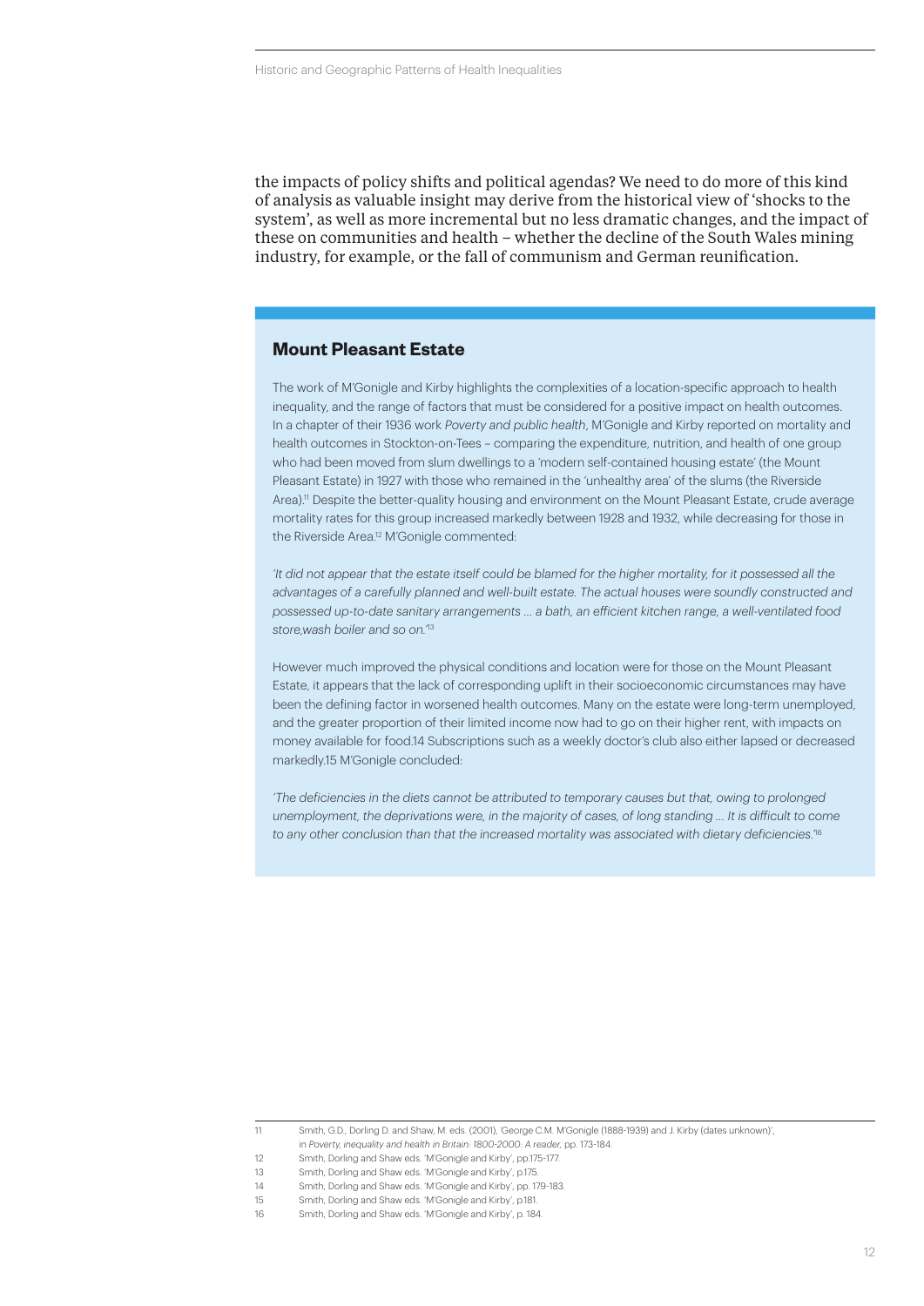the impacts of policy shifts and political agendas? We need to do more of this kind of analysis as valuable insight may derive from the historical view of 'shocks to the system', as well as more incremental but no less dramatic changes, and the impact of these on communities and health – whether the decline of the South Wales mining industry, for example, or the fall of communism and German reunification.

### Mount Pleasant Estate

The work of M'Gonigle and Kirby highlights the complexities of a location-specific approach to health inequality, and the range of factors that must be considered for a positive impact on health outcomes. In a chapter of their 1936 work *Poverty and public health*, M'Gonigle and Kirby reported on mortality and health outcomes in Stockton-on-Tees – comparing the expenditure, nutrition, and health of one group who had been moved from slum dwellings to a 'modern self-contained housing estate' (the Mount Pleasant Estate) in 1927 with those who remained in the 'unhealthy area' of the slums (the Riverside Area).[11] Despite the better-quality housing and environment on the Mount Pleasant Estate, crude average mortality rates for this group increased markedly between 1928 and 1932, while decreasing for those in the Riverside Area.[12] M'Gonigle commented:

*'It did not appear that the estate itself could be blamed for the higher mortality, for it possessed all the advantages of a carefully planned and well-built estate. The actual houses were soundly constructed and possessed up-to-date sanitary arrangements … a bath, an efficient kitchen range, a well-ventilated food store,wash boiler and so on.'*[13]

However much improved the physical conditions and location were for those on the Mount Pleasant Estate, it appears that the lack of corresponding uplift in their socioeconomic circumstances may have been the defining factor in worsened health outcomes. Many on the estate were long-term unemployed, and the greater proportion of their limited income now had to go on their higher rent, with impacts on money available for food.14 Subscriptions such as a weekly doctor's club also either lapsed or decreased markedly.15 M'Gonigle concluded:

*'The deficiencies in the diets cannot be attributed to temporary causes but that, owing to prolonged unemployment, the deprivations were, in the majority of cases, of long standing … It is difficult to come to any other conclusion than that the increased mortality was associated with dietary deficiencies.'*[16]

---

11 Smith, G.D., Dorling D. and Shaw, M. eds. (2001), 'George C.M. M'Gonigle (1888-1939) and J. Kirby (dates unknown)', in *Poverty, inequality and health in Britain: 1800-2000. A reader*, pp. 173-184.

12 Smith, Dorling and Shaw eds. 'M'Gonigle and Kirby', pp.175-177.

13 Smith, Dorling and Shaw eds. 'M'Gonigle and Kirby', p.175.

14 Smith, Dorling and Shaw eds. 'M'Gonigle and Kirby', pp. 179-183.

15 Smith, Dorling and Shaw eds. 'M'Gonigle and Kirby', p.181.

16 Smith, Dorling and Shaw eds. 'M'Gonigle and Kirby', p. 184.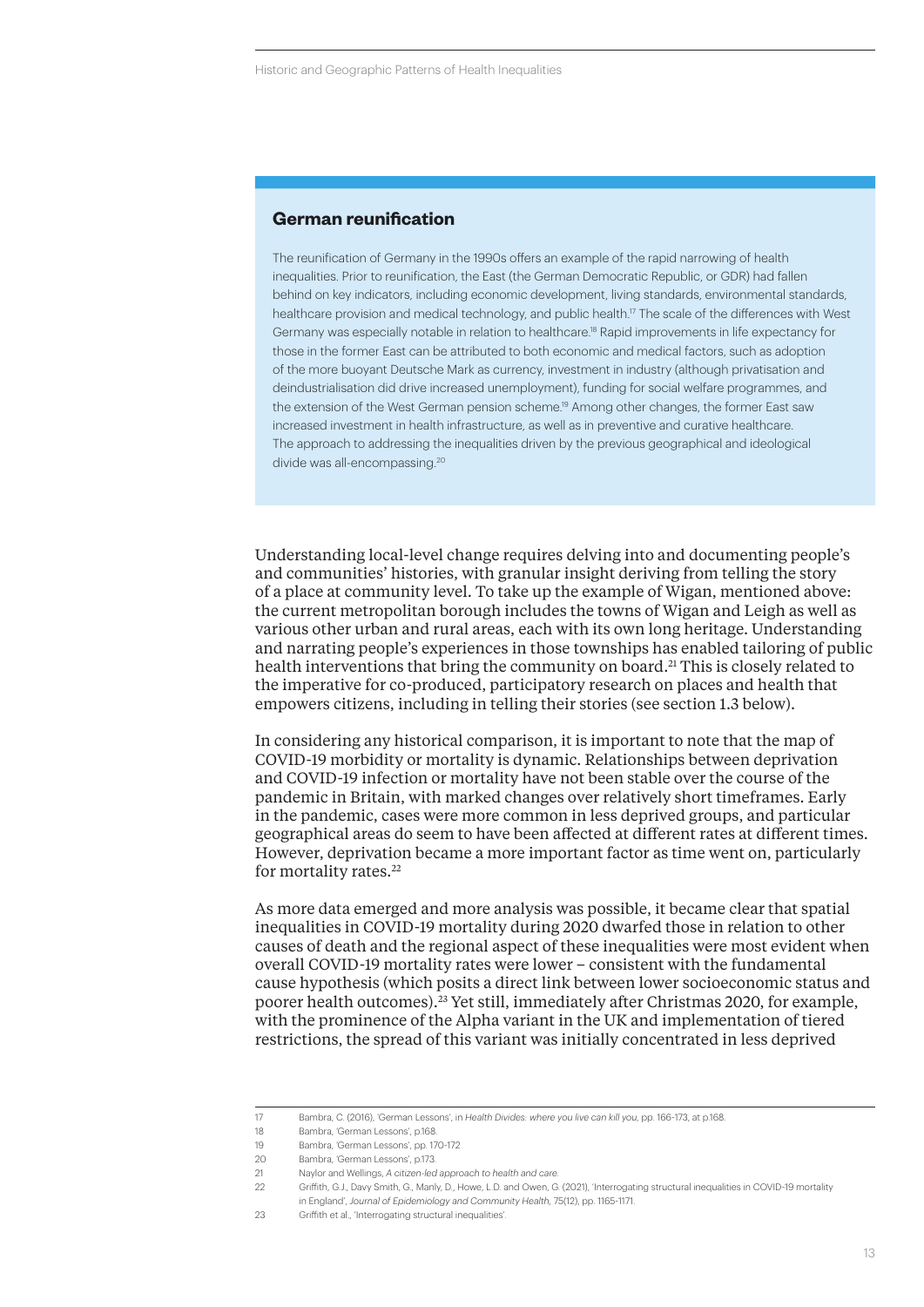## German reunification

The reunification of Germany in the 1990s offers an example of the rapid narrowing of health inequalities. Prior to reunification, the East (the German Democratic Republic, or GDR) had fallen behind on key indicators, including economic development, living standards, environmental standards, healthcare provision and medical technology, and public health.[17] The scale of the differences with West Germany was especially notable in relation to healthcare.[18] Rapid improvements in life expectancy for those in the former East can be attributed to both economic and medical factors, such as adoption of the more buoyant Deutsche Mark as currency, investment in industry (although privatisation and deindustrialisation did drive increased unemployment), funding for social welfare programmes, and the extension of the West German pension scheme.[19] Among other changes, the former East saw increased investment in health infrastructure, as well as in preventive and curative healthcare. The approach to addressing the inequalities driven by the previous geographical and ideological divide was all-encompassing.[20]

Understanding local-level change requires delving into and documenting people's and communities' histories, with granular insight deriving from telling the story of a place at community level. To take up the example of Wigan, mentioned above: the current metropolitan borough includes the towns of Wigan and Leigh as well as various other urban and rural areas, each with its own long heritage. Understanding and narrating people's experiences in those townships has enabled tailoring of public health interventions that bring the community on board.[21] This is closely related to the imperative for co-produced, participatory research on places and health that empowers citizens, including in telling their stories (see section 1.3 below).

In considering any historical comparison, it is important to note that the map of COVID-19 morbidity or mortality is dynamic. Relationships between deprivation and COVID-19 infection or mortality have not been stable over the course of the pandemic in Britain, with marked changes over relatively short timeframes. Early in the pandemic, cases were more common in less deprived groups, and particular geographical areas do seem to have been affected at different rates at different times. However, deprivation became a more important factor as time went on, particularly for mortality rates.[22]

As more data emerged and more analysis was possible, it became clear that spatial inequalities in COVID-19 mortality during 2020 dwarfed those in relation to other causes of death and the regional aspect of these inequalities were most evident when overall COVID-19 mortality rates were lower – consistent with the fundamental cause hypothesis (which posits a direct link between lower socioeconomic status and poorer health outcomes).[23] Yet still, immediately after Christmas 2020, for example, with the prominence of the Alpha variant in the UK and implementation of tiered restrictions, the spread of this variant was initially concentrated in less deprived

---

17 Bambra, C. (2016), 'German Lessons', in *Health Divides: where you live can kill you*, pp. 166-173, at p.168.

18 Bambra, 'German Lessons', p.168.

19 Bambra, 'German Lessons', pp. 170-172

20 Bambra, 'German Lessons', p.173.

21 Naylor and Wellings, *A citizen-led approach to health and care*.

22 Griffith, G.J., Davy Smith, G., Manly, D., Howe, L.D. and Owen, G. (2021), 'Interrogating structural inequalities in COVID-19 mortality in England', *Journal of Epidemiology and Community Health*, 75(12), pp. 1165-1171.

23 Griffith et al., 'Interrogating structural inequalities'.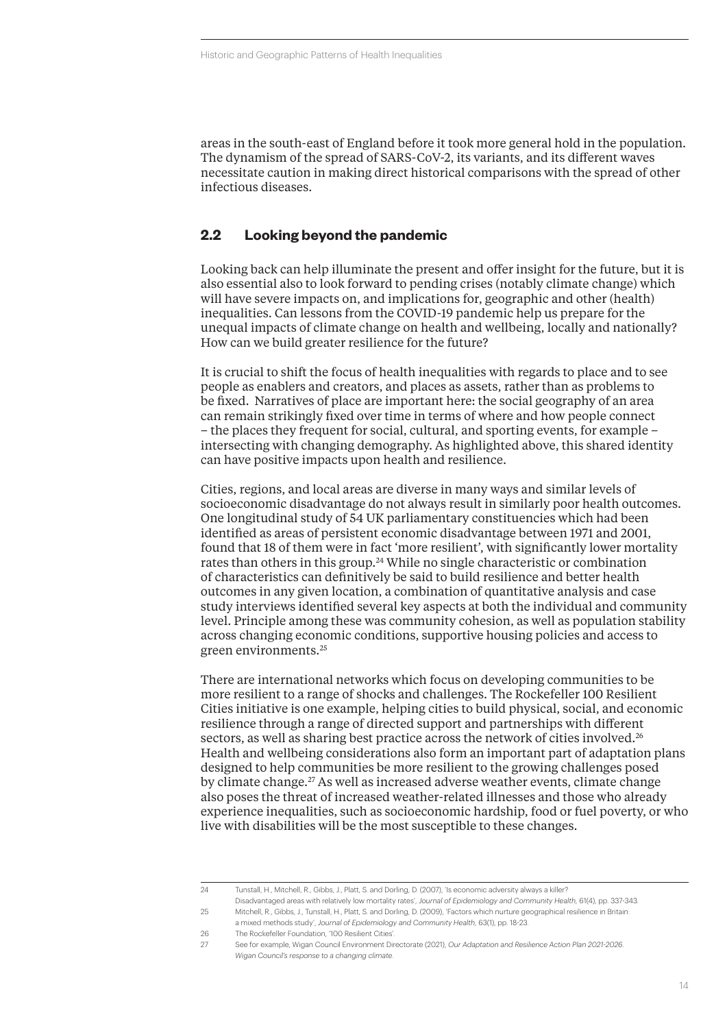areas in the south-east of England before it took more general hold in the population. The dynamism of the spread of SARS-CoV-2, its variants, and its different waves necessitate caution in making direct historical comparisons with the spread of other infectious diseases.

## 2.2 Looking beyond the pandemic

Looking back can help illuminate the present and offer insight for the future, but it is also essential also to look forward to pending crises (notably climate change) which will have severe impacts on, and implications for, geographic and other (health) inequalities. Can lessons from the COVID-19 pandemic help us prepare for the unequal impacts of climate change on health and wellbeing, locally and nationally? How can we build greater resilience for the future?

It is crucial to shift the focus of health inequalities with regards to place and to see people as enablers and creators, and places as assets, rather than as problems to be fixed. Narratives of place are important here: the social geography of an area can remain strikingly fixed over time in terms of where and how people connect – the places they frequent for social, cultural, and sporting events, for example – intersecting with changing demography. As highlighted above, this shared identity can have positive impacts upon health and resilience.

Cities, regions, and local areas are diverse in many ways and similar levels of socioeconomic disadvantage do not always result in similarly poor health outcomes. One longitudinal study of 54 UK parliamentary constituencies which had been identified as areas of persistent economic disadvantage between 1971 and 2001, found that 18 of them were in fact 'more resilient', with significantly lower mortality rates than others in this group.[24] While no single characteristic or combination of characteristics can definitively be said to build resilience and better health outcomes in any given location, a combination of quantitative analysis and case study interviews identified several key aspects at both the individual and community level. Principle among these was community cohesion, as well as population stability across changing economic conditions, supportive housing policies and access to green environments.[25]

There are international networks which focus on developing communities to be more resilient to a range of shocks and challenges. The Rockefeller 100 Resilient Cities initiative is one example, helping cities to build physical, social, and economic resilience through a range of directed support and partnerships with different sectors, as well as sharing best practice across the network of cities involved.[26] Health and wellbeing considerations also form an important part of adaptation plans designed to help communities be more resilient to the growing challenges posed by climate change.[27] As well as increased adverse weather events, climate change also poses the threat of increased weather-related illnesses and those who already experience inequalities, such as socioeconomic hardship, food or fuel poverty, or who live with disabilities will be the most susceptible to these changes.

---

24 Tunstall, H., Mitchell, R., Gibbs, J., Platt, S. and Dorling, D. (2007), 'Is economic adversity always a killer? Disadvantaged areas with relatively low mortality rates', *Journal of Epidemiology and Community Health*, 61(4), pp. 337-343.

25 Mitchell, R., Gibbs, J., Tunstall, H., Platt, S. and Dorling, D. (2009), 'Factors which nurture geographical resilience in Britain: a mixed methods study', *Journal of Epidemiology and Community Health*, 63(1), pp. 18-23.

26 The Rockefeller Foundation, '100 Resilient Cities'.

27 See for example, Wigan Council Environment Directorate (2021), *Our Adaptation and Resilience Action Plan 2021-2026. Wigan Council's response to a changing climate.*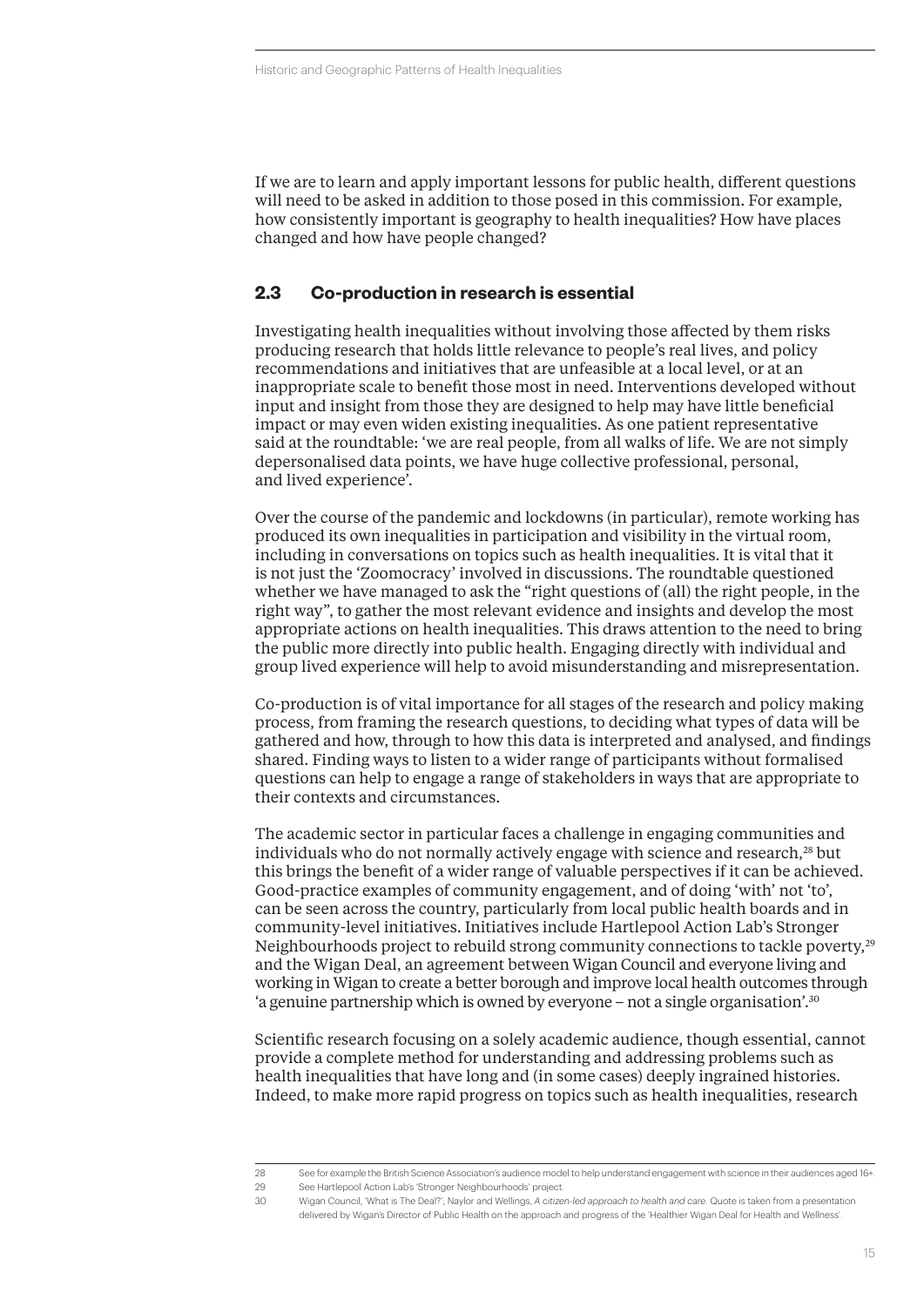If we are to learn and apply important lessons for public health, different questions will need to be asked in addition to those posed in this commission. For example, how consistently important is geography to health inequalities? How have places changed and how have people changed?

## 2.3 Co-production in research is essential

Investigating health inequalities without involving those affected by them risks producing research that holds little relevance to people's real lives, and policy recommendations and initiatives that are unfeasible at a local level, or at an inappropriate scale to benefit those most in need. Interventions developed without input and insight from those they are designed to help may have little beneficial impact or may even widen existing inequalities. As one patient representative said at the roundtable: 'we are real people, from all walks of life. We are not simply depersonalised data points, we have huge collective professional, personal, and lived experience'.

Over the course of the pandemic and lockdowns (in particular), remote working has produced its own inequalities in participation and visibility in the virtual room, including in conversations on topics such as health inequalities. It is vital that it is not just the 'Zoomocracy' involved in discussions. The roundtable questioned whether we have managed to ask the "right questions of (all) the right people, in the right way", to gather the most relevant evidence and insights and develop the most appropriate actions on health inequalities. This draws attention to the need to bring the public more directly into public health. Engaging directly with individual and group lived experience will help to avoid misunderstanding and misrepresentation.

Co-production is of vital importance for all stages of the research and policy making process, from framing the research questions, to deciding what types of data will be gathered and how, through to how this data is interpreted and analysed, and findings shared. Finding ways to listen to a wider range of participants without formalised questions can help to engage a range of stakeholders in ways that are appropriate to their contexts and circumstances.

The academic sector in particular faces a challenge in engaging communities and individuals who do not normally actively engage with science and research,[28] but this brings the benefit of a wider range of valuable perspectives if it can be achieved. Good-practice examples of community engagement, and of doing 'with' not 'to', can be seen across the country, particularly from local public health boards and in community-level initiatives. Initiatives include Hartlepool Action Lab's Stronger Neighbourhoods project to rebuild strong community connections to tackle poverty,[29] and the Wigan Deal, an agreement between Wigan Council and everyone living and working in Wigan to create a better borough and improve local health outcomes through 'a genuine partnership which is owned by everyone – not a single organisation'.[30]

Scientific research focusing on a solely academic audience, though essential, cannot provide a complete method for understanding and addressing problems such as health inequalities that have long and (in some cases) deeply ingrained histories. Indeed, to make more rapid progress on topics such as health inequalities, research

---

28 See for example the British Science Association's audience model to help understand engagement with science in their audiences aged 16+.

29 See Hartlepool Action Lab's 'Stronger Neighbourhoods' project.

30 Wigan Council, 'What is The Deal?', Naylor and Wellings, *A citizen-led approach to health and care*. Quote is taken from a presentation delivered by Wigan's Director of Public Health on the approach and progress of the 'Healthier Wigan Deal for Health and Wellness'.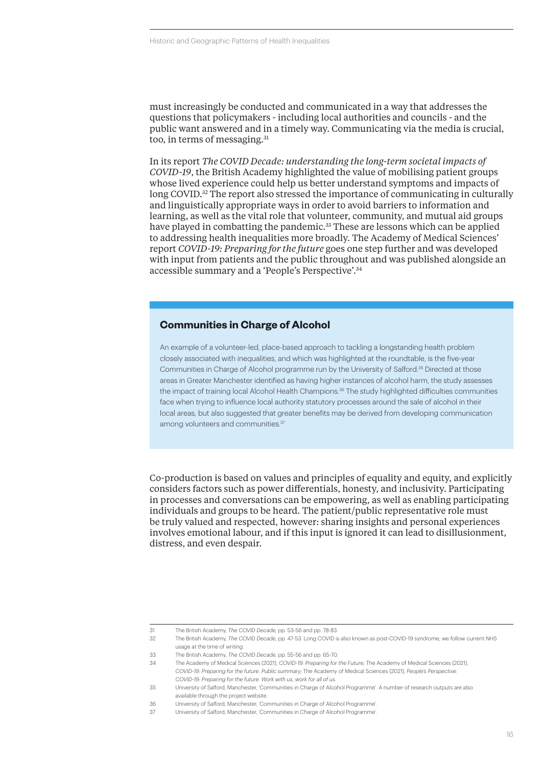must increasingly be conducted and communicated in a way that addresses the questions that policymakers - including local authorities and councils - and the public want answered and in a timely way. Communicating via the media is crucial, too, in terms of messaging.[31]

In its report *The COVID Decade: understanding the long-term societal impacts of COVID-19*, the British Academy highlighted the value of mobilising patient groups whose lived experience could help us better understand symptoms and impacts of long COVID.[32] The report also stressed the importance of communicating in culturally and linguistically appropriate ways in order to avoid barriers to information and learning, as well as the vital role that volunteer, community, and mutual aid groups have played in combatting the pandemic.[33] These are lessons which can be applied to addressing health inequalities more broadly. The Academy of Medical Sciences' report *COVID-19: Preparing for the future* goes one step further and was developed with input from patients and the public throughout and was published alongside an accessible summary and a 'People's Perspective'.[34]

### Communities in Charge of Alcohol

An example of a volunteer-led, place-based approach to tackling a longstanding health problem closely associated with inequalities, and which was highlighted at the roundtable, is the five-year Communities in Charge of Alcohol programme run by the University of Salford.[35] Directed at those areas in Greater Manchester identified as having higher instances of alcohol harm, the study assesses the impact of training local Alcohol Health Champions.[36] The study highlighted difficulties communities face when trying to influence local authority statutory processes around the sale of alcohol in their local areas, but also suggested that greater benefits may be derived from developing communication among volunteers and communities.[37]

Co-production is based on values and principles of equality and equity, and explicitly considers factors such as power differentials, honesty, and inclusivity. Participating in processes and conversations can be empowering, as well as enabling participating individuals and groups to be heard. The patient/public representative role must be truly valued and respected, however: sharing insights and personal experiences involves emotional labour, and if this input is ignored it can lead to disillusionment, distress, and even despair.

---

31 The British Academy, *The COVID Decade,* pp. 53-56 and pp. 78-83

32 The British Academy, *The COVID Decade,* pp. 47-53. Long COVID is also known as post-COVID-19 syndrome; we follow current NHS usage at the time of writing.

33 The British Academy, *The COVID Decade,* pp. 55-56 and pp. 65-70.

34 The Academy of Medical Sciences (2021), *COVID-19: Preparing for the Future*; The Academy of Medical Sciences (2021), *COVID-19: Preparing for the future. Public summary*; The Academy of Medical Sciences (2021), *People's Perspective. COVID-19: Preparing for the future. Work with us, work for all of us.*

35 University of Salford, Manchester, 'Communities in Charge of Alcohol Programme'. A number of research outputs are also available through the project website.

36 University of Salford, Manchester, 'Communities in Charge of Alcohol Programme'.

37 University of Salford, Manchester, 'Communities in Charge of Alcohol Programme'.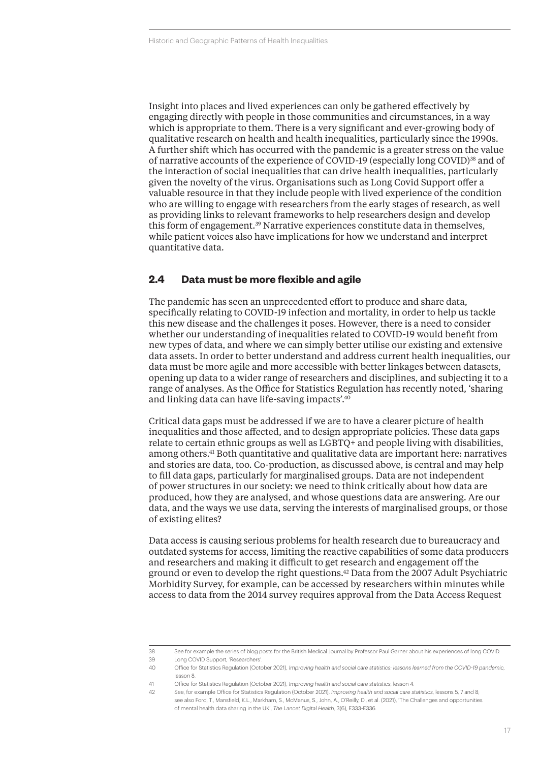Insight into places and lived experiences can only be gathered effectively by engaging directly with people in those communities and circumstances, in a way which is appropriate to them. There is a very significant and ever-growing body of qualitative research on health and health inequalities, particularly since the 1990s. A further shift which has occurred with the pandemic is a greater stress on the value of narrative accounts of the experience of COVID-19 (especially long COVID)[38] and of the interaction of social inequalities that can drive health inequalities, particularly given the novelty of the virus. Organisations such as Long Covid Support offer a valuable resource in that they include people with lived experience of the condition who are willing to engage with researchers from the early stages of research, as well as providing links to relevant frameworks to help researchers design and develop this form of engagement.[39] Narrative experiences constitute data in themselves, while patient voices also have implications for how we understand and interpret quantitative data.

## 2.4 Data must be more flexible and agile

The pandemic has seen an unprecedented effort to produce and share data, specifically relating to COVID-19 infection and mortality, in order to help us tackle this new disease and the challenges it poses. However, there is a need to consider whether our understanding of inequalities related to COVID-19 would benefit from new types of data, and where we can simply better utilise our existing and extensive data assets. In order to better understand and address current health inequalities, our data must be more agile and more accessible with better linkages between datasets, opening up data to a wider range of researchers and disciplines, and subjecting it to a range of analyses. As the Office for Statistics Regulation has recently noted, 'sharing and linking data can have life-saving impacts'.[40]

Critical data gaps must be addressed if we are to have a clearer picture of health inequalities and those affected, and to design appropriate policies. These data gaps relate to certain ethnic groups as well as LGBTQ+ and people living with disabilities, among others.[41] Both quantitative and qualitative data are important here: narratives and stories are data, too. Co-production, as discussed above, is central and may help to fill data gaps, particularly for marginalised groups. Data are not independent of power structures in our society: we need to think critically about how data are produced, how they are analysed, and whose questions data are answering. Are our data, and the ways we use data, serving the interests of marginalised groups, or those of existing elites?

Data access is causing serious problems for health research due to bureaucracy and outdated systems for access, limiting the reactive capabilities of some data producers and researchers and making it difficult to get research and engagement off the ground or even to develop the right questions.[42] Data from the 2007 Adult Psychiatric Morbidity Survey, for example, can be accessed by researchers within minutes while access to data from the 2014 survey requires approval from the Data Access Request

---

38 See for example the series of blog posts for the British Medical Journal by Professor Paul Garner about his experiences of long COVID.

39 Long COVID Support, 'Researchers'.

40 Office for Statistics Regulation (October 2021), *Improving health and social care statistics: lessons learned from the COVID-19 pandemic,* lesson 8.

41 Office for Statistics Regulation (October 2021), *Improving health and social care statistics,* lesson 4.

42 See, for example Office for Statistics Regulation (October 2021), *Improving health and social care statistics,* lessons 5, 7 and 8; see also Ford, T., Mansfield, K.L., Markham, S., McManus, S., John, A., O'Reilly, D., et al. (2021), 'The Challenges and opportunities of mental health data sharing in the UK', *The Lancet Digital Health,* 3(6), E333-E336.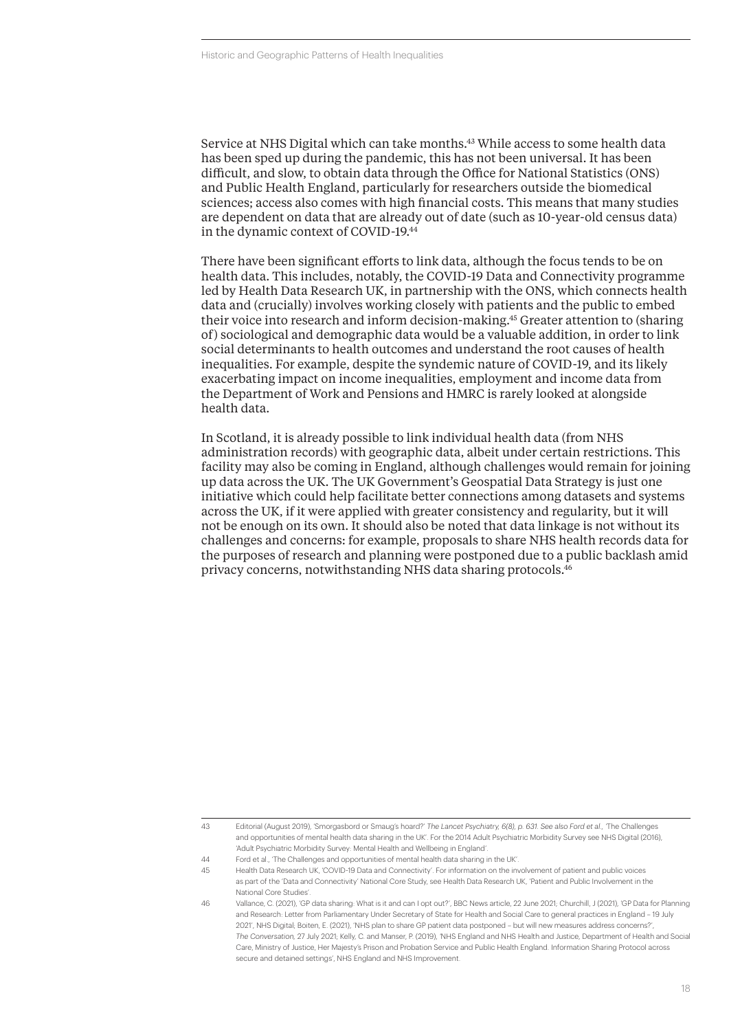Service at NHS Digital which can take months.[43] While access to some health data has been sped up during the pandemic, this has not been universal. It has been difficult, and slow, to obtain data through the Office for National Statistics (ONS) and Public Health England, particularly for researchers outside the biomedical sciences; access also comes with high financial costs. This means that many studies are dependent on data that are already out of date (such as 10-year-old census data) in the dynamic context of COVID-19.[44]

There have been significant efforts to link data, although the focus tends to be on health data. This includes, notably, the COVID-19 Data and Connectivity programme led by Health Data Research UK, in partnership with the ONS, which connects health data and (crucially) involves working closely with patients and the public to embed their voice into research and inform decision-making.[45] Greater attention to (sharing of) sociological and demographic data would be a valuable addition, in order to link social determinants to health outcomes and understand the root causes of health inequalities. For example, despite the syndemic nature of COVID-19, and its likely exacerbating impact on income inequalities, employment and income data from the Department of Work and Pensions and HMRC is rarely looked at alongside health data.

In Scotland, it is already possible to link individual health data (from NHS administration records) with geographic data, albeit under certain restrictions. This facility may also be coming in England, although challenges would remain for joining up data across the UK. The UK Government's Geospatial Data Strategy is just one initiative which could help facilitate better connections among datasets and systems across the UK, if it were applied with greater consistency and regularity, but it will not be enough on its own. It should also be noted that data linkage is not without its challenges and concerns: for example, proposals to share NHS health records data for the purposes of research and planning were postponed due to a public backlash amid privacy concerns, notwithstanding NHS data sharing protocols.[46]

---

43 Editorial (August 2019), 'Smorgasbord or Smaug's hoard?' *The Lancet Psychiatry, 6(8), p. 631. See also Ford et al.*, 'The Challenges and opportunities of mental health data sharing in the UK'. For the 2014 Adult Psychiatric Morbidity Survey see NHS Digital (2016), 'Adult Psychiatric Morbidity Survey: Mental Health and Wellbeing in England'.

44 Ford et al., 'The Challenges and opportunities of mental health data sharing in the UK'.

45 Health Data Research UK, 'COVID-19 Data and Connectivity'. For information on the involvement of patient and public voices as part of the 'Data and Connectivity' National Core Study, see Health Data Research UK, 'Patient and Public Involvement in the National Core Studies'.

46 Vallance, C. (2021), 'GP data sharing: What is it and can I opt out?', BBC News article, 22 June 2021; Churchill, J (2021), 'GP Data for Planning and Research: Letter from Parliamentary Under Secretary of State for Health and Social Care to general practices in England – 19 July 2021', NHS Digital; Boiten, E. (2021), 'NHS plan to share GP patient data postponed – but will new measures address concerns?', *The Conversation,* 27 July 2021; Kelly, C. and Manser, P. (2019), 'NHS England and NHS Health and Justice, Department of Health and Social Care, Ministry of Justice, Her Majesty's Prison and Probation Service and Public Health England. Information Sharing Protocol across secure and detained settings', NHS England and NHS Improvement.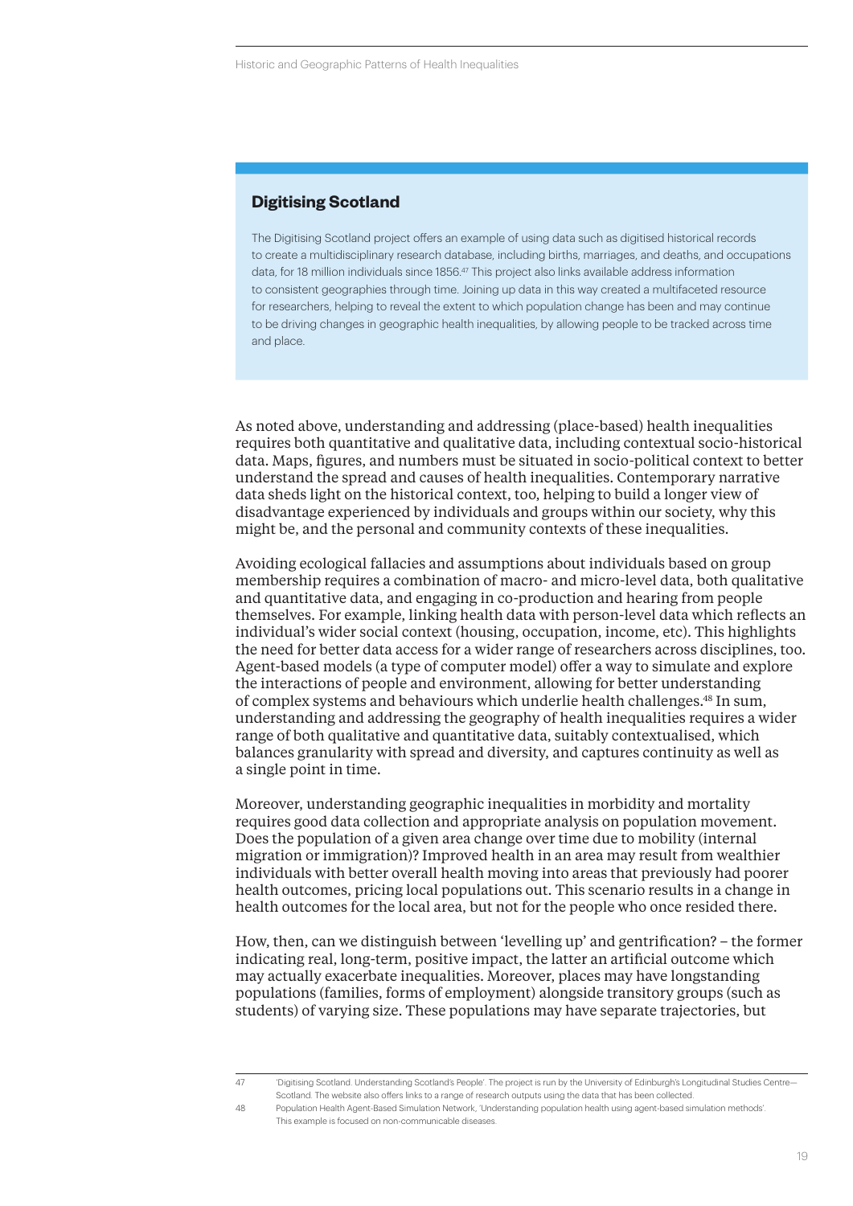## Digitising Scotland

The Digitising Scotland project offers an example of using data such as digitised historical records to create a multidisciplinary research database, including births, marriages, and deaths, and occupations data, for 18 million individuals since 1856.[47] This project also links available address information to consistent geographies through time. Joining up data in this way created a multifaceted resource for researchers, helping to reveal the extent to which population change has been and may continue to be driving changes in geographic health inequalities, by allowing people to be tracked across time and place.

As noted above, understanding and addressing (place-based) health inequalities requires both quantitative and qualitative data, including contextual socio-historical data. Maps, figures, and numbers must be situated in socio-political context to better understand the spread and causes of health inequalities. Contemporary narrative data sheds light on the historical context, too, helping to build a longer view of disadvantage experienced by individuals and groups within our society, why this might be, and the personal and community contexts of these inequalities.

Avoiding ecological fallacies and assumptions about individuals based on group membership requires a combination of macro- and micro-level data, both qualitative and quantitative data, and engaging in co-production and hearing from people themselves. For example, linking health data with person-level data which reflects an individual's wider social context (housing, occupation, income, etc). This highlights the need for better data access for a wider range of researchers across disciplines, too. Agent-based models (a type of computer model) offer a way to simulate and explore the interactions of people and environment, allowing for better understanding of complex systems and behaviours which underlie health challenges.[48] In sum, understanding and addressing the geography of health inequalities requires a wider range of both qualitative and quantitative data, suitably contextualised, which balances granularity with spread and diversity, and captures continuity as well as a single point in time.

Moreover, understanding geographic inequalities in morbidity and mortality requires good data collection and appropriate analysis on population movement. Does the population of a given area change over time due to mobility (internal migration or immigration)? Improved health in an area may result from wealthier individuals with better overall health moving into areas that previously had poorer health outcomes, pricing local populations out. This scenario results in a change in health outcomes for the local area, but not for the people who once resided there.

How, then, can we distinguish between 'levelling up' and gentrification? – the former indicating real, long-term, positive impact, the latter an artificial outcome which may actually exacerbate inequalities. Moreover, places may have longstanding populations (families, forms of employment) alongside transitory groups (such as students) of varying size. These populations may have separate trajectories, but

---

47 'Digitising Scotland. Understanding Scotland's People'. The project is run by the University of Edinburgh's Longitudinal Studies Centre—Scotland. The website also offers links to a range of research outputs using the data that has been collected.

48 Population Health Agent-Based Simulation Network, 'Understanding population health using agent-based simulation methods'. This example is focused on non-communicable diseases.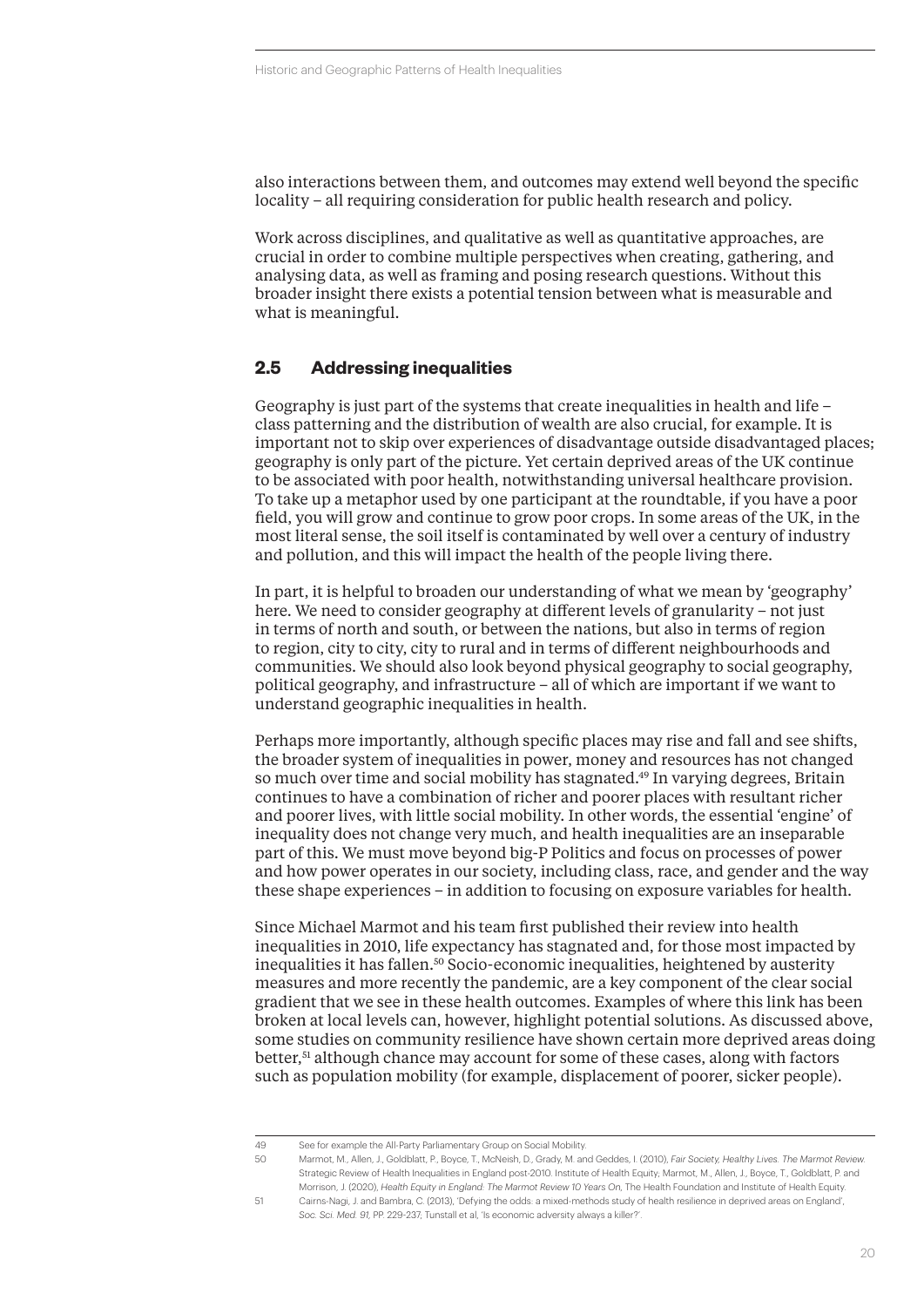also interactions between them, and outcomes may extend well beyond the specific locality – all requiring consideration for public health research and policy.

Work across disciplines, and qualitative as well as quantitative approaches, are crucial in order to combine multiple perspectives when creating, gathering, and analysing data, as well as framing and posing research questions. Without this broader insight there exists a potential tension between what is measurable and what is meaningful.

## 2.5 Addressing inequalities

Geography is just part of the systems that create inequalities in health and life – class patterning and the distribution of wealth are also crucial, for example. It is important not to skip over experiences of disadvantage outside disadvantaged places; geography is only part of the picture. Yet certain deprived areas of the UK continue to be associated with poor health, notwithstanding universal healthcare provision. To take up a metaphor used by one participant at the roundtable, if you have a poor field, you will grow and continue to grow poor crops. In some areas of the UK, in the most literal sense, the soil itself is contaminated by well over a century of industry and pollution, and this will impact the health of the people living there.

In part, it is helpful to broaden our understanding of what we mean by 'geography' here. We need to consider geography at different levels of granularity – not just in terms of north and south, or between the nations, but also in terms of region to region, city to city, city to rural and in terms of different neighbourhoods and communities. We should also look beyond physical geography to social geography, political geography, and infrastructure – all of which are important if we want to understand geographic inequalities in health.

Perhaps more importantly, although specific places may rise and fall and see shifts, the broader system of inequalities in power, money and resources has not changed so much over time and social mobility has stagnated.[49] In varying degrees, Britain continues to have a combination of richer and poorer places with resultant richer and poorer lives, with little social mobility. In other words, the essential 'engine' of inequality does not change very much, and health inequalities are an inseparable part of this. We must move beyond big-P Politics and focus on processes of power and how power operates in our society, including class, race, and gender and the way these shape experiences – in addition to focusing on exposure variables for health.

Since Michael Marmot and his team first published their review into health inequalities in 2010, life expectancy has stagnated and, for those most impacted by inequalities it has fallen.[50] Socio-economic inequalities, heightened by austerity measures and more recently the pandemic, are a key component of the clear social gradient that we see in these health outcomes. Examples of where this link has been broken at local levels can, however, highlight potential solutions. As discussed above, some studies on community resilience have shown certain more deprived areas doing better,[51] although chance may account for some of these cases, along with factors such as population mobility (for example, displacement of poorer, sicker people).

---

49 See for example the All-Party Parliamentary Group on Social Mobility.

50 Marmot, M., Allen, J., Goldblatt, P., Boyce, T., McNeish, D., Grady, M. and Geddes, I. (2010), *Fair Society, Healthy Lives. The Marmot Review.* Strategic Review of Health Inequalities in England post-2010. Institute of Health Equity; Marmot, M., Allen, J., Boyce, T., Goldblatt, P. and Morrison, J. (2020), *Health Equity in England: The Marmot Review 10 Years On*, The Health Foundation and Institute of Health Equity.

51 Cairns-Nagi, J. and Bambra, C. (2013), 'Defying the odds: a mixed-methods study of health resilience in deprived areas on England', *Soc. Sci. Med. 91*, PP. 229-237; Tunstall et al, 'Is economic adversity always a killer?'.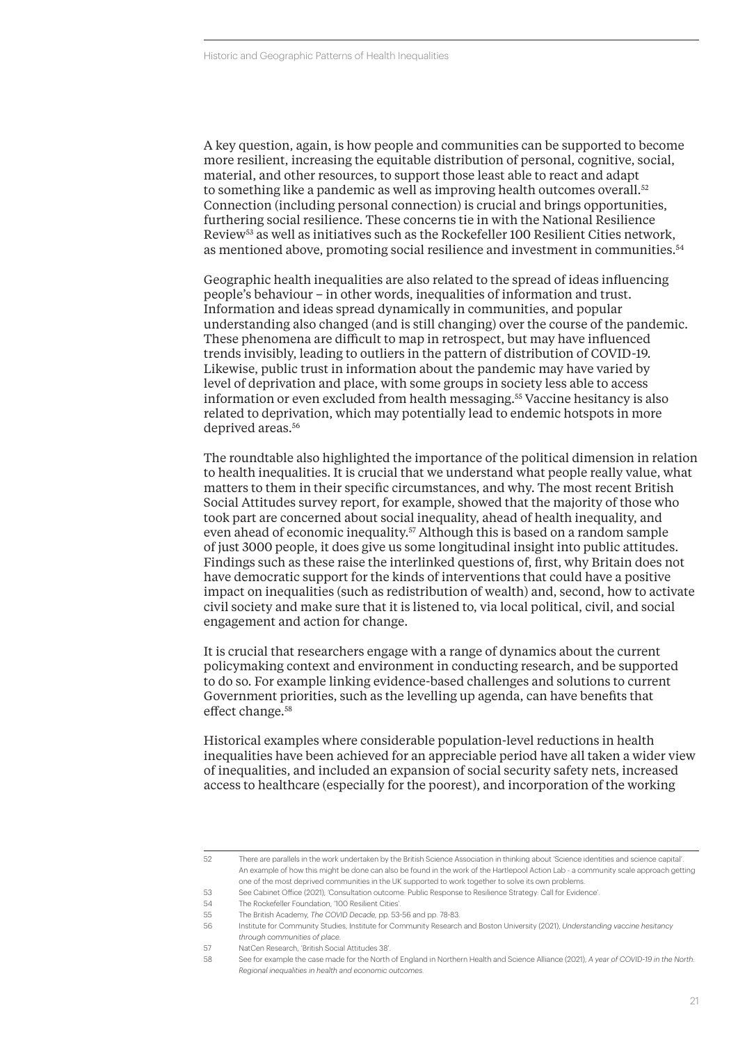A key question, again, is how people and communities can be supported to become more resilient, increasing the equitable distribution of personal, cognitive, social, material, and other resources, to support those least able to react and adapt to something like a pandemic as well as improving health outcomes overall.[52] Connection (including personal connection) is crucial and brings opportunities, furthering social resilience. These concerns tie in with the National Resilience Review[53] as well as initiatives such as the Rockefeller 100 Resilient Cities network, as mentioned above, promoting social resilience and investment in communities.[54]

Geographic health inequalities are also related to the spread of ideas influencing people's behaviour – in other words, inequalities of information and trust. Information and ideas spread dynamically in communities, and popular understanding also changed (and is still changing) over the course of the pandemic. These phenomena are difficult to map in retrospect, but may have influenced trends invisibly, leading to outliers in the pattern of distribution of COVID-19. Likewise, public trust in information about the pandemic may have varied by level of deprivation and place, with some groups in society less able to access information or even excluded from health messaging.[55] Vaccine hesitancy is also related to deprivation, which may potentially lead to endemic hotspots in more deprived areas.[56]

The roundtable also highlighted the importance of the political dimension in relation to health inequalities. It is crucial that we understand what people really value, what matters to them in their specific circumstances, and why. The most recent British Social Attitudes survey report, for example, showed that the majority of those who took part are concerned about social inequality, ahead of health inequality, and even ahead of economic inequality.[57] Although this is based on a random sample of just 3000 people, it does give us some longitudinal insight into public attitudes. Findings such as these raise the interlinked questions of, first, why Britain does not have democratic support for the kinds of interventions that could have a positive impact on inequalities (such as redistribution of wealth) and, second, how to activate civil society and make sure that it is listened to, via local political, civil, and social engagement and action for change.

It is crucial that researchers engage with a range of dynamics about the current policymaking context and environment in conducting research, and be supported to do so. For example linking evidence-based challenges and solutions to current Government priorities, such as the levelling up agenda, can have benefits that effect change.[58]

Historical examples where considerable population-level reductions in health inequalities have been achieved for an appreciable period have all taken a wider view of inequalities, and included an expansion of social security safety nets, increased access to healthcare (especially for the poorest), and incorporation of the working

---

52 There are parallels in the work undertaken by the British Science Association in thinking about 'Science identities and science capital'. An example of how this might be done can also be found in the work of the Hartlepool Action Lab - a community scale approach getting one of the most deprived communities in the UK supported to work together to solve its own problems.

53 See Cabinet Office (2021), 'Consultation outcome: Public Response to Resilience Strategy: Call for Evidence'.

54 The Rockefeller Foundation, '100 Resilient Cities'.

55 The British Academy, *The COVID Decade,* pp. 53-56 and pp. 78-83.

56 Institute for Community Studies, Institute for Community Research and Boston University (2021), *Understanding vaccine hesitancy through communities of place.*

57 NatCen Research, 'British Social Attitudes 38'.

58 See for example the case made for the North of England in Northern Health and Science Alliance (2021), *A year of COVID-19 in the North: Regional inequalities in health and economic outcomes.*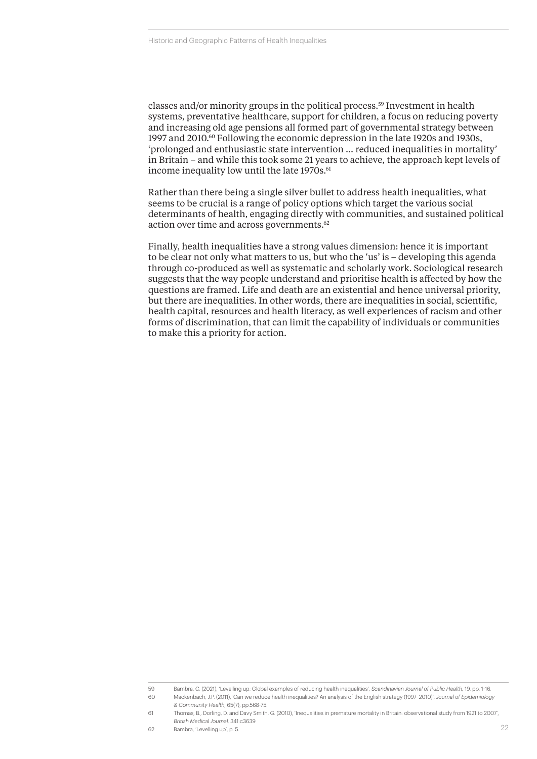classes and/or minority groups in the political process.[59] Investment in health systems, preventative healthcare, support for children, a focus on reducing poverty and increasing old age pensions all formed part of governmental strategy between 1997 and 2010.[60] Following the economic depression in the late 1920s and 1930s, 'prolonged and enthusiastic state intervention … reduced inequalities in mortality' in Britain – and while this took some 21 years to achieve, the approach kept levels of income inequality low until the late 1970s.[61]

Rather than there being a single silver bullet to address health inequalities, what seems to be crucial is a range of policy options which target the various social determinants of health, engaging directly with communities, and sustained political action over time and across governments.[62]

Finally, health inequalities have a strong values dimension: hence it is important to be clear not only what matters to us, but who the 'us' is – developing this agenda through co-produced as well as systematic and scholarly work. Sociological research suggests that the way people understand and prioritise health is affected by how the questions are framed. Life and death are an existential and hence universal priority, but there are inequalities. In other words, there are inequalities in social, scientific, health capital, resources and health literacy, as well experiences of racism and other forms of discrimination, that can limit the capability of individuals or communities to make this a priority for action.

---

59 Bambra, C. (2021), 'Levelling up: Global examples of reducing health inequalities', *Scandinavian Journal of Public Health*, 19, pp. 1-16.

60 Mackenbach, J.P. (2011), 'Can we reduce health inequalities? An analysis of the English strategy (1997–2010)', *Journal of Epidemiology & Community Health*, 65(7), pp.568-75.

61 Thomas, B., Dorling, D. and Davy Smith, G. (2010), 'Inequalities in premature mortality in Britain: observational study from 1921 to 2007', *British Medical Journal*, 341:c3639.

62 Bambra, 'Levelling up', p. 5.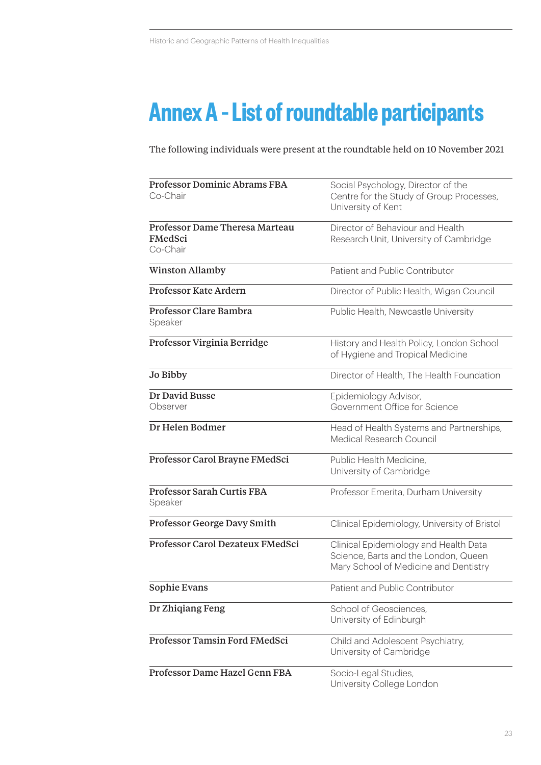# Annex A – List of roundtable participants

The following individuals were present at the roundtable held on 10 November 2021

| | |
|---|---|
| **Professor Dominic Abrams FBA**<br>Co-Chair | Social Psychology, Director of the Centre for the Study of Group Processes, University of Kent |
| **Professor Dame Theresa Marteau FMedSci**<br>Co-Chair | Director of Behaviour and Health Research Unit, University of Cambridge |
| **Winston Allamby** | Patient and Public Contributor |
| **Professor Kate Ardern** | Director of Public Health, Wigan Council |
| **Professor Clare Bambra**<br>Speaker | Public Health, Newcastle University |
| **Professor Virginia Berridge** | History and Health Policy, London School of Hygiene and Tropical Medicine |
| **Jo Bibby** | Director of Health, The Health Foundation |
| **Dr David Busse**<br>Observer | Epidemiology Advisor, Government Office for Science |
| **Dr Helen Bodmer** | Head of Health Systems and Partnerships, Medical Research Council |
| **Professor Carol Brayne FMedSci** | Public Health Medicine, University of Cambridge |
| **Professor Sarah Curtis FBA**<br>Speaker | Professor Emerita, Durham University |
| **Professor George Davy Smith** | Clinical Epidemiology, University of Bristol |
| **Professor Carol Dezateux FMedSci** | Clinical Epidemiology and Health Data Science, Barts and the London, Queen Mary School of Medicine and Dentistry |
| **Sophie Evans** | Patient and Public Contributor |
| **Dr Zhiqiang Feng** | School of Geosciences, University of Edinburgh |
| **Professor Tamsin Ford FMedSci** | Child and Adolescent Psychiatry, University of Cambridge |
| **Professor Dame Hazel Genn FBA** | Socio-Legal Studies, University College London |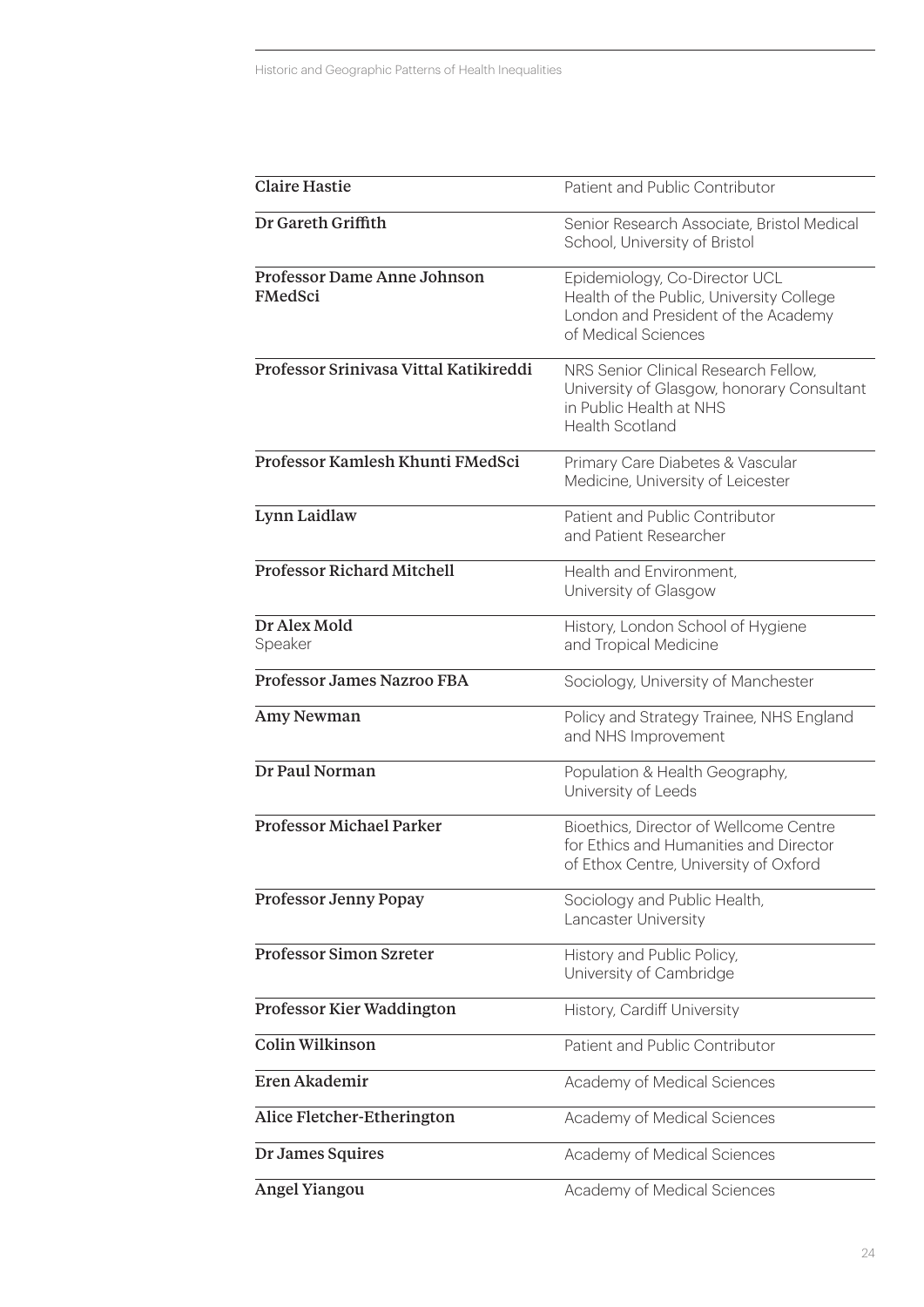| | |
|---|---|
| **Claire Hastie** | Patient and Public Contributor |
| **Dr Gareth Griffith** | Senior Research Associate, Bristol Medical School, University of Bristol |
| **Professor Dame Anne Johnson FMedSci** | Epidemiology, Co-Director UCL Health of the Public, University College London and President of the Academy of Medical Sciences |
| **Professor Srinivasa Vittal Katikireddi** | NRS Senior Clinical Research Fellow, University of Glasgow, honorary Consultant in Public Health at NHS Health Scotland |
| **Professor Kamlesh Khunti FMedSci** | Primary Care Diabetes & Vascular Medicine, University of Leicester |
| **Lynn Laidlaw** | Patient and Public Contributor and Patient Researcher |
| **Professor Richard Mitchell** | Health and Environment, University of Glasgow |
| **Dr Alex Mold** Speaker | History, London School of Hygiene and Tropical Medicine |
| **Professor James Nazroo FBA** | Sociology, University of Manchester |
| **Amy Newman** | Policy and Strategy Trainee, NHS England and NHS Improvement |
| **Dr Paul Norman** | Population & Health Geography, University of Leeds |
| **Professor Michael Parker** | Bioethics, Director of Wellcome Centre for Ethics and Humanities and Director of Ethox Centre, University of Oxford |
| **Professor Jenny Popay** | Sociology and Public Health, Lancaster University |
| **Professor Simon Szreter** | History and Public Policy, University of Cambridge |
| **Professor Kier Waddington** | History, Cardiff University |
| **Colin Wilkinson** | Patient and Public Contributor |
| **Eren Akademir** | Academy of Medical Sciences |
| **Alice Fletcher-Etherington** | Academy of Medical Sciences |
| **Dr James Squires** | Academy of Medical Sciences |
| **Angel Yiangou** | Academy of Medical Sciences |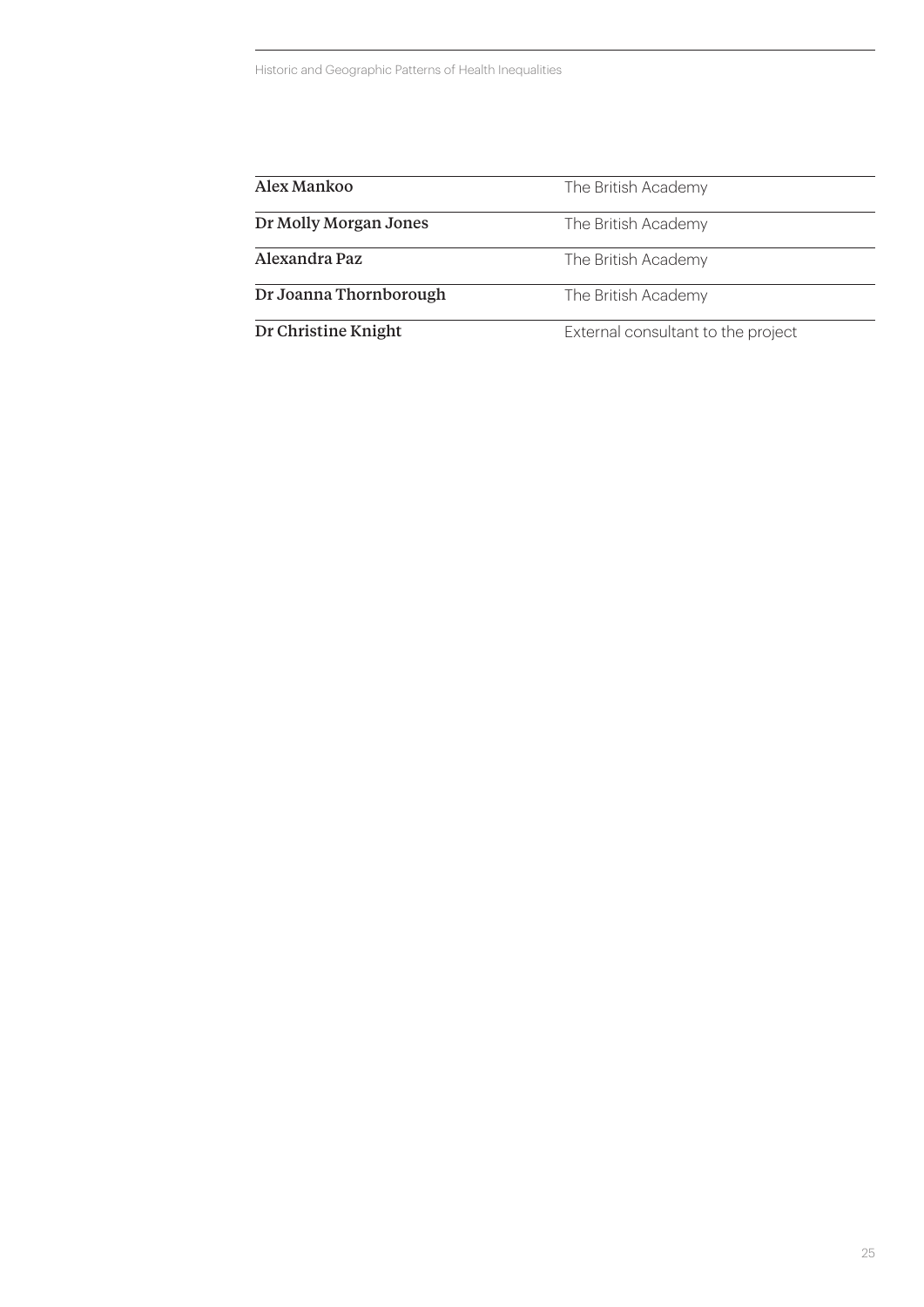| | |
|---|---|
| **Alex Mankoo** | The British Academy |
| **Dr Molly Morgan Jones** | The British Academy |
| **Alexandra Paz** | The British Academy |
| **Dr Joanna Thornborough** | The British Academy |
| **Dr Christine Knight** | External consultant to the project |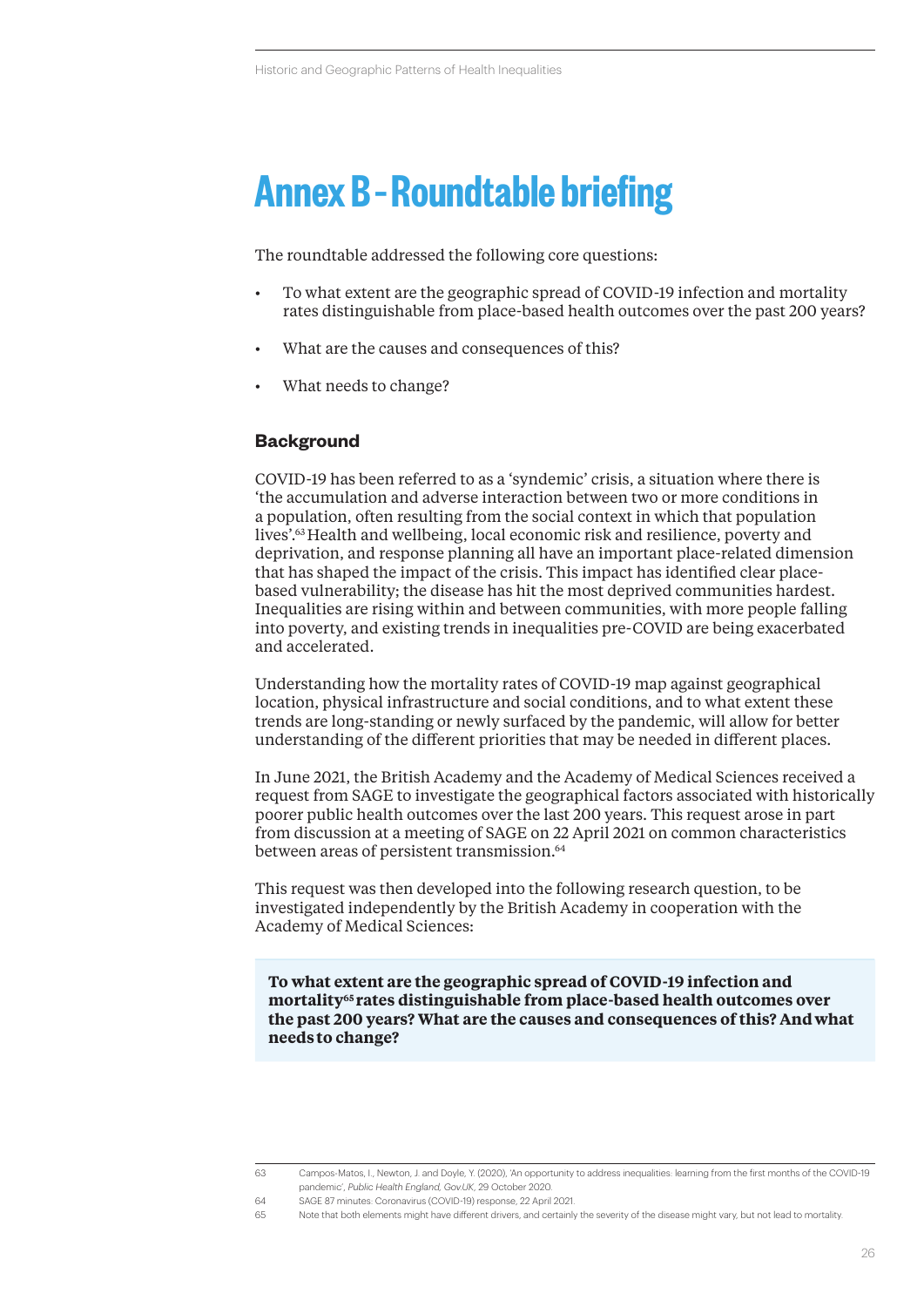# Annex B - Roundtable briefing

The roundtable addressed the following core questions:

- To what extent are the geographic spread of COVID-19 infection and mortality rates distinguishable from place-based health outcomes over the past 200 years?
- What are the causes and consequences of this?
- What needs to change?

## Background

COVID-19 has been referred to as a 'syndemic' crisis, a situation where there is 'the accumulation and adverse interaction between two or more conditions in a population, often resulting from the social context in which that population lives'.[63] Health and wellbeing, local economic risk and resilience, poverty and deprivation, and response planning all have an important place-related dimension that has shaped the impact of the crisis. This impact has identified clear place-based vulnerability; the disease has hit the most deprived communities hardest. Inequalities are rising within and between communities, with more people falling into poverty, and existing trends in inequalities pre-COVID are being exacerbated and accelerated.

Understanding how the mortality rates of COVID-19 map against geographical location, physical infrastructure and social conditions, and to what extent these trends are long-standing or newly surfaced by the pandemic, will allow for better understanding of the different priorities that may be needed in different places.

In June 2021, the British Academy and the Academy of Medical Sciences received a request from SAGE to investigate the geographical factors associated with historically poorer public health outcomes over the last 200 years. This request arose in part from discussion at a meeting of SAGE on 22 April 2021 on common characteristics between areas of persistent transmission.[64]

This request was then developed into the following research question, to be investigated independently by the British Academy in cooperation with the Academy of Medical Sciences:

> **To what extent are the geographic spread of COVID-19 infection and mortality[65] rates distinguishable from place-based health outcomes over the past 200 years? What are the causes and consequences of this? And what needs to change?**

---

63 Campos-Matos, I., Newton, J. and Doyle, Y. (2020), 'An opportunity to address inequalities: learning from the first months of the COVID-19 pandemic', *Public Health England, Gov.UK*, 29 October 2020.

64 SAGE 87 minutes: Coronavirus (COVID-19) response, 22 April 2021.

65 Note that both elements might have different drivers, and certainly the severity of the disease might vary, but not lead to mortality.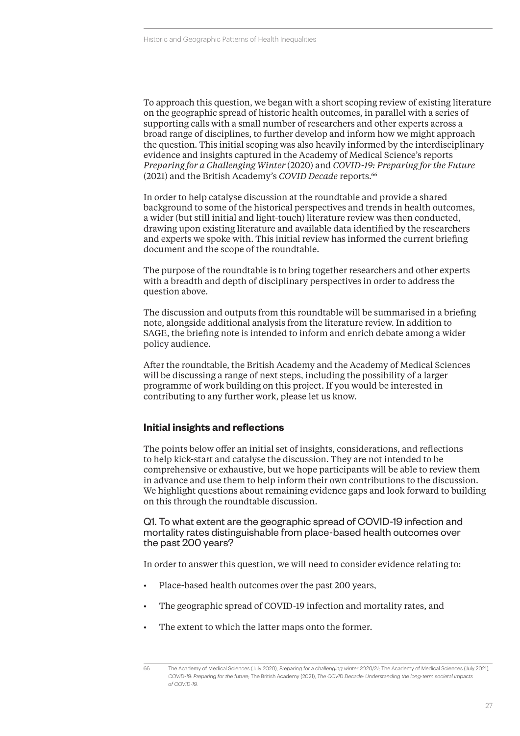To approach this question, we began with a short scoping review of existing literature on the geographic spread of historic health outcomes, in parallel with a series of supporting calls with a small number of researchers and other experts across a broad range of disciplines, to further develop and inform how we might approach the question. This initial scoping was also heavily informed by the interdisciplinary evidence and insights captured in the Academy of Medical Science's reports *Preparing for a Challenging Winter* (2020) and *COVID-19: Preparing for the Future* (2021) and the British Academy's *COVID Decade* reports.[66]

In order to help catalyse discussion at the roundtable and provide a shared background to some of the historical perspectives and trends in health outcomes, a wider (but still initial and light-touch) literature review was then conducted, drawing upon existing literature and available data identified by the researchers and experts we spoke with. This initial review has informed the current briefing document and the scope of the roundtable.

The purpose of the roundtable is to bring together researchers and other experts with a breadth and depth of disciplinary perspectives in order to address the question above.

The discussion and outputs from this roundtable will be summarised in a briefing note, alongside additional analysis from the literature review. In addition to SAGE, the briefing note is intended to inform and enrich debate among a wider policy audience.

After the roundtable, the British Academy and the Academy of Medical Sciences will be discussing a range of next steps, including the possibility of a larger programme of work building on this project. If you would be interested in contributing to any further work, please let us know.

## Initial insights and reflections

The points below offer an initial set of insights, considerations, and reflections to help kick-start and catalyse the discussion. They are not intended to be comprehensive or exhaustive, but we hope participants will be able to review them in advance and use them to help inform their own contributions to the discussion. We highlight questions about remaining evidence gaps and look forward to building on this through the roundtable discussion.

### Q1. To what extent are the geographic spread of COVID-19 infection and mortality rates distinguishable from place-based health outcomes over the past 200 years?

In order to answer this question, we will need to consider evidence relating to:

- Place-based health outcomes over the past 200 years,
- The geographic spread of COVID-19 infection and mortality rates, and
- The extent to which the latter maps onto the former.

---

66 The Academy of Medical Sciences (July 2020), *Preparing for a challenging winter 2020/21*; The Academy of Medical Sciences (July 2021), *COVID-19: Preparing for the future*; The British Academy (2021), *The COVID Decade: Understanding the long-term societal impacts of COVID-19*.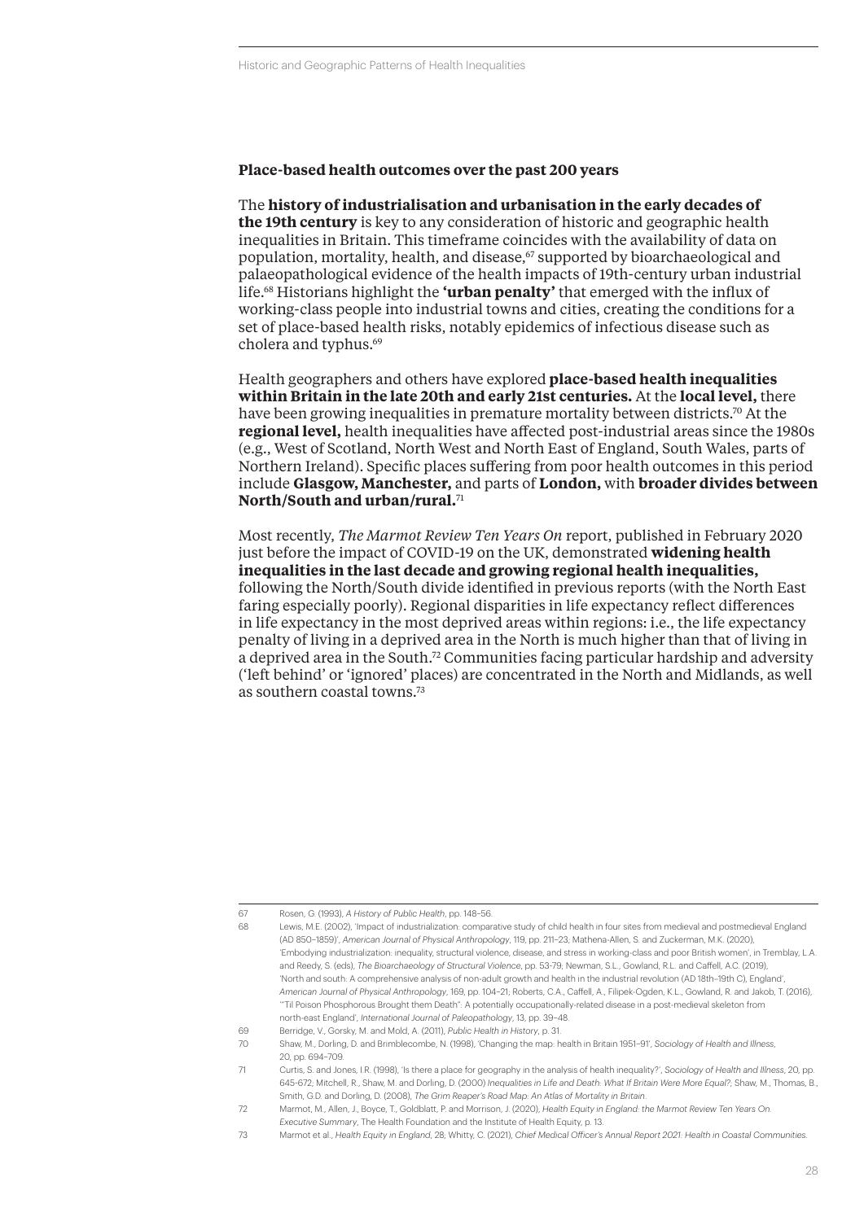## Place-based health outcomes over the past 200 years

The **history of industrialisation and urbanisation in the early decades of the 19th century** is key to any consideration of historic and geographic health inequalities in Britain. This timeframe coincides with the availability of data on population, mortality, health, and disease,[67] supported by bioarchaeological and palaeopathological evidence of the health impacts of 19th-century urban industrial life.[68] Historians highlight the **'urban penalty'** that emerged with the influx of working-class people into industrial towns and cities, creating the conditions for a set of place-based health risks, notably epidemics of infectious disease such as cholera and typhus.[69]

Health geographers and others have explored **place-based health inequalities within Britain in the late 20th and early 21st centuries.** At the **local level,** there have been growing inequalities in premature mortality between districts.[70] At the **regional level,** health inequalities have affected post-industrial areas since the 1980s (e.g., West of Scotland, North West and North East of England, South Wales, parts of Northern Ireland). Specific places suffering from poor health outcomes in this period include **Glasgow, Manchester,** and parts of **London,** with **broader divides between North/South and urban/rural.**[71]

Most recently, *The Marmot Review Ten Years On* report, published in February 2020 just before the impact of COVID-19 on the UK, demonstrated **widening health inequalities in the last decade and growing regional health inequalities,** following the North/South divide identified in previous reports (with the North East faring especially poorly). Regional disparities in life expectancy reflect differences in life expectancy in the most deprived areas within regions: i.e., the life expectancy penalty of living in a deprived area in the North is much higher than that of living in a deprived area in the South.[72] Communities facing particular hardship and adversity ('left behind' or 'ignored' places) are concentrated in the North and Midlands, as well as southern coastal towns.[73]

---

67 Rosen, G. (1993), *A History of Public Health*, pp. 148–56.

68 Lewis, M.E. (2002), 'Impact of industrialization: comparative study of child health in four sites from medieval and postmedieval England (AD 850–1859)', *American Journal of Physical Anthropology*, 119, pp. 211–23; Mathena-Allen, S. and Zuckerman, M.K. (2020), 'Embodying industrialization: inequality, structural violence, disease, and stress in working-class and poor British women', in Tremblay, L.A. and Reedy, S. (eds), *The Bioarchaeology of Structural Violence*, pp. 53-79; Newman, S.L., Gowland, R.L. and Caffell, A.C. (2019), 'North and south: A comprehensive analysis of non-adult growth and health in the industrial revolution (AD 18th–19th C), England', *American Journal of Physical Anthropology*, 169, pp. 104–21; Roberts, C.A., Caffell, A., Filipek-Ogden, K.L., Gowland, R. and Jakob, T. (2016), '"Til Poison Phosphorous Brought them Death": A potentially occupationally-related disease in a post-medieval skeleton from north-east England', *International Journal of Paleopathology*, 13, pp. 39–48.

69 Berridge, V., Gorsky, M. and Mold, A. (2011), *Public Health in History*, p. 31.

70 Shaw, M., Dorling, D. and Brimblecombe, N. (1998), 'Changing the map: health in Britain 1951–91', *Sociology of Health and Illness*, 20, pp. 694–709.

71 Curtis, S. and Jones, I.R. (1998), 'Is there a place for geography in the analysis of health inequality?', *Sociology of Health and Illness*, 20, pp. 645-672; Mitchell, R., Shaw, M. and Dorling, D. (2000) *Inequalities in Life and Death: What If Britain Were More Equal?*; Shaw, M., Thomas, B., Smith, G.D. and Dorling, D. (2008), *The Grim Reaper's Road Map: An Atlas of Mortality in Britain*.

72 Marmot, M., Allen, J., Boyce, T., Goldblatt, P. and Morrison, J. (2020), *Health Equity in England: the Marmot Review Ten Years On. Executive Summary*, The Health Foundation and the Institute of Health Equity, p. 13.

73 Marmot et al., *Health Equity in England*, 28; Whitty, C. (2021), *Chief Medical Officer's Annual Report 2021: Health in Coastal Communities*.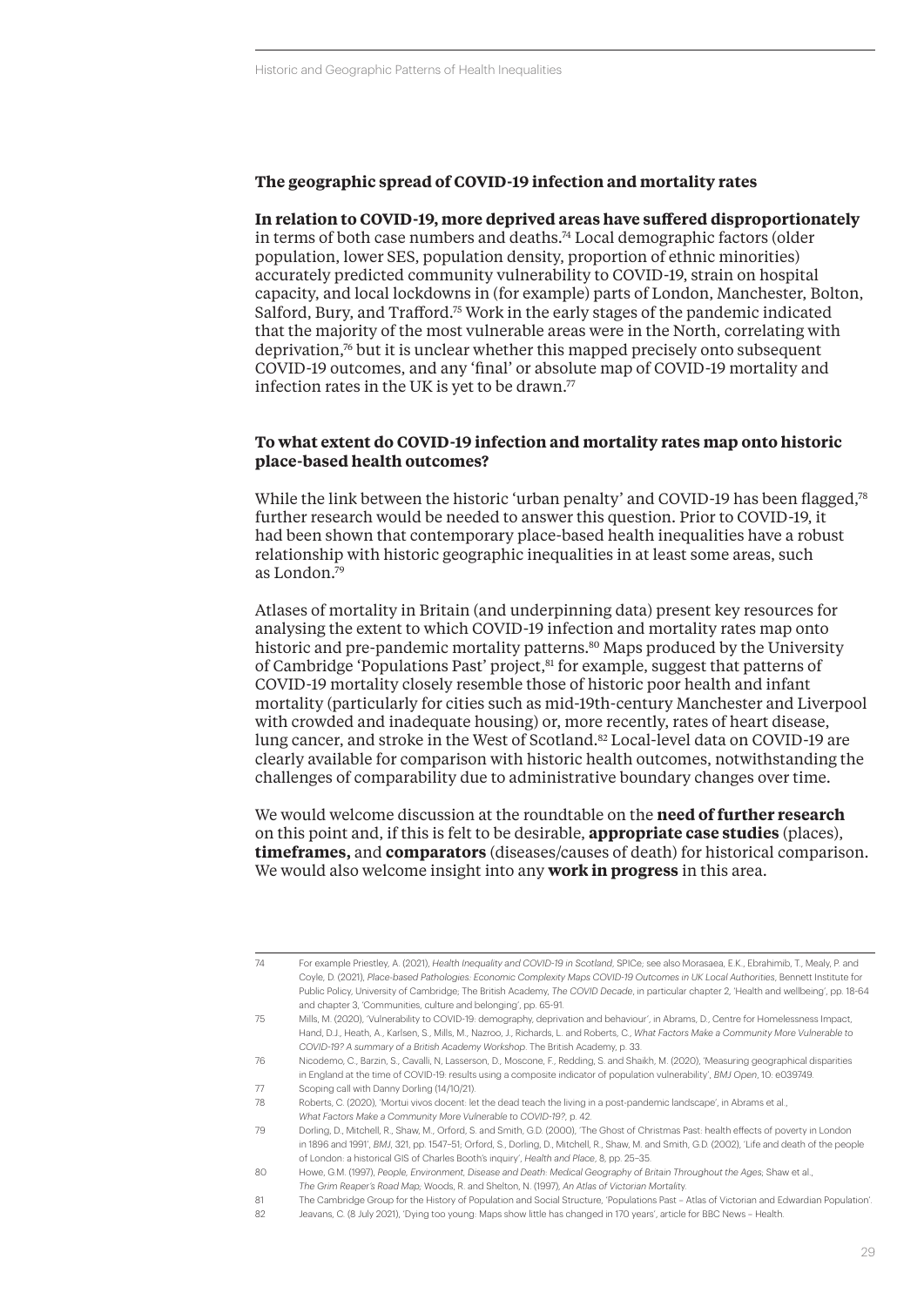## The geographic spread of COVID-19 infection and mortality rates

**In relation to COVID-19, more deprived areas have suffered disproportionately** in terms of both case numbers and deaths.[74] Local demographic factors (older population, lower SES, population density, proportion of ethnic minorities) accurately predicted community vulnerability to COVID-19, strain on hospital capacity, and local lockdowns in (for example) parts of London, Manchester, Bolton, Salford, Bury, and Trafford.[75] Work in the early stages of the pandemic indicated that the majority of the most vulnerable areas were in the North, correlating with deprivation,[76] but it is unclear whether this mapped precisely onto subsequent COVID-19 outcomes, and any 'final' or absolute map of COVID-19 mortality and infection rates in the UK is yet to be drawn.[77]

## To what extent do COVID-19 infection and mortality rates map onto historic place-based health outcomes?

While the link between the historic 'urban penalty' and COVID-19 has been flagged,[78] further research would be needed to answer this question. Prior to COVID-19, it had been shown that contemporary place-based health inequalities have a robust relationship with historic geographic inequalities in at least some areas, such as London.[79]

Atlases of mortality in Britain (and underpinning data) present key resources for analysing the extent to which COVID-19 infection and mortality rates map onto historic and pre-pandemic mortality patterns.[80] Maps produced by the University of Cambridge 'Populations Past' project,[81] for example, suggest that patterns of COVID-19 mortality closely resemble those of historic poor health and infant mortality (particularly for cities such as mid-19th-century Manchester and Liverpool with crowded and inadequate housing) or, more recently, rates of heart disease, lung cancer, and stroke in the West of Scotland.[82] Local-level data on COVID-19 are clearly available for comparison with historic health outcomes, notwithstanding the challenges of comparability due to administrative boundary changes over time.

We would welcome discussion at the roundtable on the **need of further research** on this point and, if this is felt to be desirable, **appropriate case studies** (places), **timeframes,** and **comparators** (diseases/causes of death) for historical comparison. We would also welcome insight into any **work in progress** in this area.

---

74 For example Priestley, A. (2021), *Health Inequality and COVID-19 in Scotland*, SPICe; see also Morasaea, E.K., Ebrahimib, T., Mealy, P. and Coyle, D. (2021), *Place-based Pathologies: Economic Complexity Maps COVID-19 Outcomes in UK Local Authorities*, Bennett Institute for Public Policy, University of Cambridge; The British Academy, *The COVID Decade*, in particular chapter 2, 'Health and wellbeing', pp. 18-64 and chapter 3, 'Communities, culture and belonging', pp. 65-91.

75 Mills, M. (2020), 'Vulnerability to COVID-19: demography, deprivation and behaviour', in Abrams, D., Centre for Homelessness Impact, Hand, D.J., Heath, A., Karlsen, S., Mills, M., Nazroo, J., Richards, L. and Roberts, C., *What Factors Make a Community More Vulnerable to COVID-19? A summary of a British Academy Workshop*. The British Academy, p. 33.

76 Nicodemo, C., Barzin, S., Cavalli, N, Lasserson, D., Moscone, F., Redding, S. and Shaikh, M. (2020), 'Measuring geographical disparities in England at the time of COVID-19: results using a composite indicator of population vulnerability', *BMJ Open*, 10: e039749.

77 Scoping call with Danny Dorling (14/10/21).

78 Roberts, C. (2020), 'Mortui vivos docent: let the dead teach the living in a post-pandemic landscape', in Abrams et al., *What Factors Make a Community More Vulnerable to COVID-19?*, p. 42.

79 Dorling, D., Mitchell, R., Shaw, M., Orford, S. and Smith, G.D. (2000), 'The Ghost of Christmas Past: health effects of poverty in London in 1896 and 1991', *BMJ*, 321, pp. 1547–51; Orford, S., Dorling, D., Mitchell, R., Shaw, M. and Smith, G.D. (2002), 'Life and death of the people of London: a historical GIS of Charles Booth's inquiry', *Health and Place*, 8, pp. 25–35.

80 Howe, G.M. (1997), *People, Environment, Disease and Death: Medical Geography of Britain Throughout the Ages*; Shaw et al., *The Grim Reaper's Road Map;* Woods, R. and Shelton, N. (1997), *An Atlas of Victorian Mortality.*

81 The Cambridge Group for the History of Population and Social Structure, 'Populations Past – Atlas of Victorian and Edwardian Population'.

82 Jeavans, C. (8 July 2021), 'Dying too young: Maps show little has changed in 170 years', article for BBC News – Health.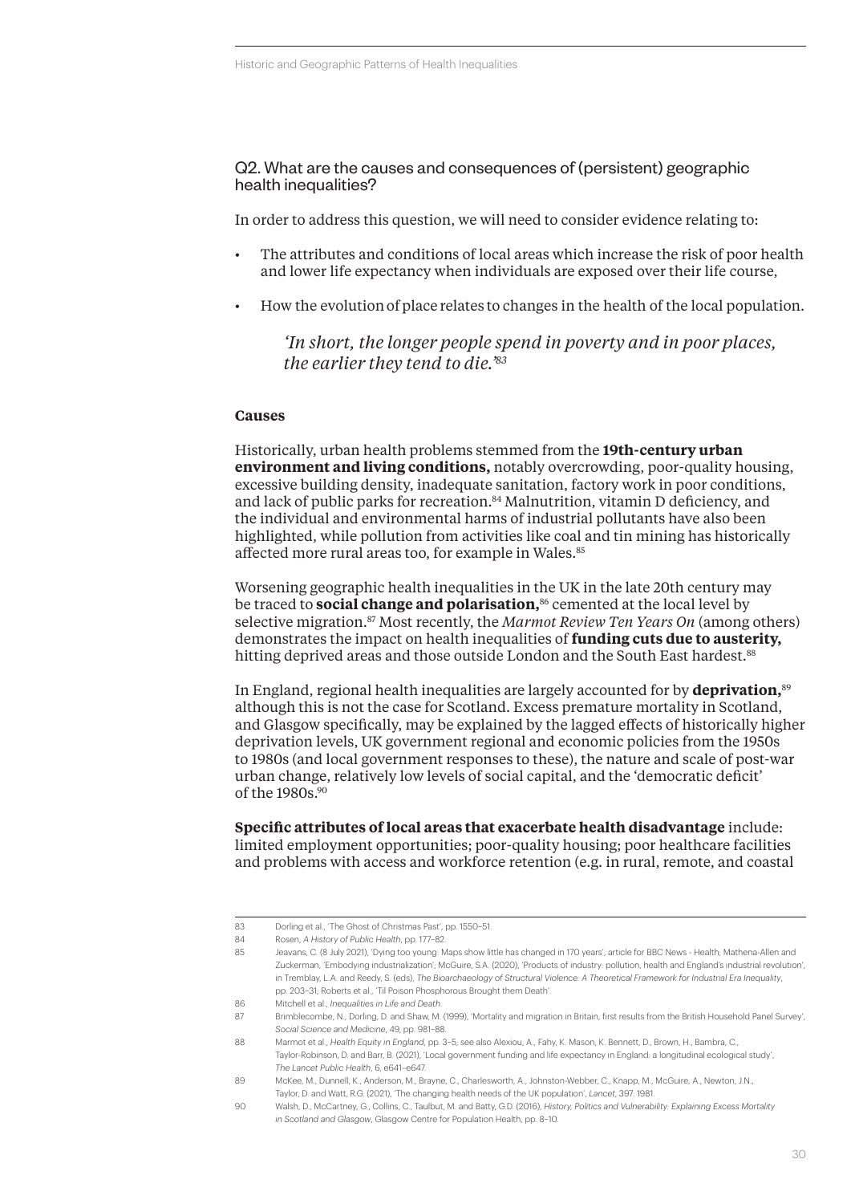## Q2. What are the causes and consequences of (persistent) geographic health inequalities?

In order to address this question, we will need to consider evidence relating to:

- The attributes and conditions of local areas which increase the risk of poor health and lower life expectancy when individuals are exposed over their life course,
- How the evolution of place relates to changes in the health of the local population.

> *'In short, the longer people spend in poverty and in poor places, the earlier they tend to die.'*[83]

### Causes

Historically, urban health problems stemmed from the **19th-century urban environment and living conditions,** notably overcrowding, poor-quality housing, excessive building density, inadequate sanitation, factory work in poor conditions, and lack of public parks for recreation.[84] Malnutrition, vitamin D deficiency, and the individual and environmental harms of industrial pollutants have also been highlighted, while pollution from activities like coal and tin mining has historically affected more rural areas too, for example in Wales.[85]

Worsening geographic health inequalities in the UK in the late 20th century may be traced to **social change and polarisation,**[86] cemented at the local level by selective migration.[87] Most recently, the *Marmot Review Ten Years On* (among others) demonstrates the impact on health inequalities of **funding cuts due to austerity,** hitting deprived areas and those outside London and the South East hardest.[88]

In England, regional health inequalities are largely accounted for by **deprivation,**[89] although this is not the case for Scotland. Excess premature mortality in Scotland, and Glasgow specifically, may be explained by the lagged effects of historically higher deprivation levels, UK government regional and economic policies from the 1950s to 1980s (and local government responses to these), the nature and scale of post-war urban change, relatively low levels of social capital, and the 'democratic deficit' of the 1980s.[90]

**Specific attributes of local areas that exacerbate health disadvantage** include: limited employment opportunities; poor-quality housing; poor healthcare facilities and problems with access and workforce retention (e.g. in rural, remote, and coastal

---

83 Dorling et al., 'The Ghost of Christmas Past', pp. 1550–51.

84 Rosen, *A History of Public Health*, pp. 177–82.

85 Jeavans, C. (8 July 2021), 'Dying too young: Maps show little has changed in 170 years', article for BBC News - Health; Mathena-Allen and Zuckerman, 'Embodying industrialization'; McGuire, S.A. (2020), 'Products of industry: pollution, health and England's industrial revolution', in Tremblay, L.A. and Reedy, S. (eds), *The Bioarchaeology of Structural Violence: A Theoretical Framework for Industrial Era Inequality*, pp. 203–31; Roberts et al., 'Til Poison Phosphorous Brought them Death'.

86 Mitchell et al., *Inequalities in Life and Death*.

87 Brimblecombe, N., Dorling, D. and Shaw, M. (1999), 'Mortality and migration in Britain, first results from the British Household Panel Survey', *Social Science and Medicine*, 49, pp. 981–88.

88 Marmot et al., *Health Equity in England*, pp. 3–5; see also Alexiou, A., Fahy, K. Mason, K. Bennett, D., Brown, H., Bambra, C., Taylor-Robinson, D. and Barr, B. (2021), 'Local government funding and life expectancy in England: a longitudinal ecological study', *The Lancet Public Health*, 6, e641–e647.

89 McKee, M., Dunnell, K., Anderson, M., Brayne, C., Charlesworth, A., Johnston-Webber, C., Knapp, M., McGuire, A., Newton, J.N., Taylor, D. and Watt, R.G. (2021), 'The changing health needs of the UK population', *Lancet*, 397: 1981.

90 Walsh, D., McCartney, G., Collins, C., Taulbut, M. and Batty, G.D. (2016), *History, Politics and Vulnerability: Explaining Excess Mortality in Scotland and Glasgow*, Glasgow Centre for Population Health, pp. 8–10.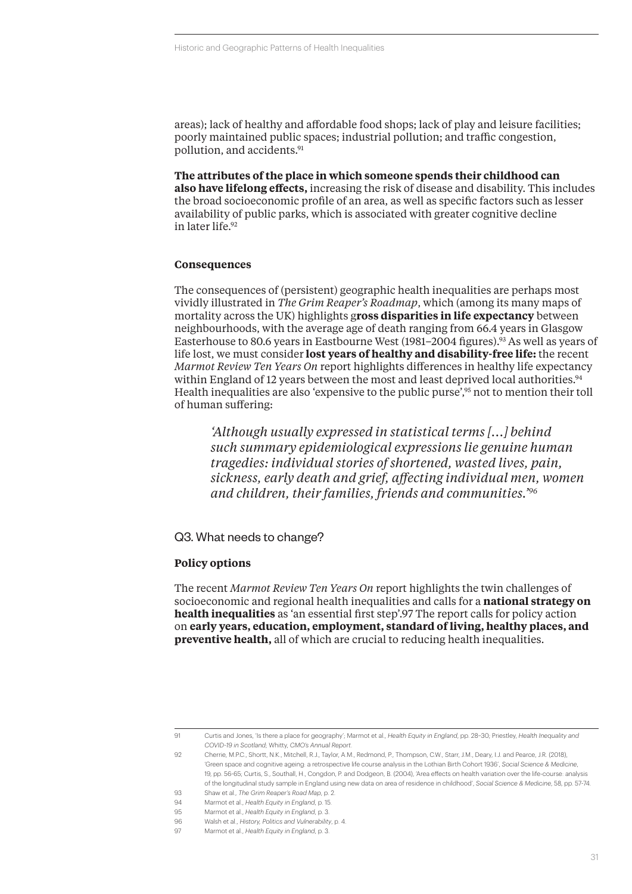areas); lack of healthy and affordable food shops; lack of play and leisure facilities; poorly maintained public spaces; industrial pollution; and traffic congestion, pollution, and accidents.[91]

**The attributes of the place in which someone spends their childhood can also have lifelong effects,** increasing the risk of disease and disability. This includes the broad socioeconomic profile of an area, as well as specific factors such as lesser availability of public parks, which is associated with greater cognitive decline in later life.[92]

### Consequences

The consequences of (persistent) geographic health inequalities are perhaps most vividly illustrated in *The Grim Reaper's Roadmap*, which (among its many maps of mortality across the UK) highlights g**ross disparities in life expectancy** between neighbourhoods, with the average age of death ranging from 66.4 years in Glasgow Easterhouse to 80.6 years in Eastbourne West (1981–2004 figures).[93] As well as years of life lost, we must consider **lost years of healthy and disability-free life:** the recent *Marmot Review Ten Years On* report highlights differences in healthy life expectancy within England of 12 years between the most and least deprived local authorities.[94] Health inequalities are also 'expensive to the public purse',[95] not to mention their toll of human suffering:

> *'Although usually expressed in statistical terms [...] behind such summary epidemiological expressions lie genuine human tragedies: individual stories of shortened, wasted lives, pain, sickness, early death and grief, affecting individual men, women and children, their families, friends and communities.'*[96]

## Q3. What needs to change?

### Policy options

The recent *Marmot Review Ten Years On* report highlights the twin challenges of socioeconomic and regional health inequalities and calls for a **national strategy on health inequalities** as 'an essential first step'.97 The report calls for policy action on **early years, education, employment, standard of living, healthy places, and preventive health,** all of which are crucial to reducing health inequalities.

---

91 Curtis and Jones, 'Is there a place for geography'; Marmot et al., *Health Equity in England*, pp. 28–30; Priestley, *Health Inequality and COVID-19 in Scotland*; Whitty, *CMO's Annual Report*.

92 Cherrie, M.P.C., Shortt, N.K., Mitchell, R.J., Taylor, A.M., Redmond, P., Thompson, C.W., Starr, J.M., Deary, I.J. and Pearce, J.R. (2018), 'Green space and cognitive ageing: a retrospective life course analysis in the Lothian Birth Cohort 1936', *Social Science & Medicine*, 19, pp. 56-65; Curtis, S., Southall, H., Congdon, P. and Dodgeon, B. (2004), 'Area effects on health variation over the life-course: analysis of the longitudinal study sample in England using new data on area of residence in childhood', *Social Science & Medicine*, 58, pp. 57-74.

93 Shaw et al., *The Grim Reaper's Road Map*, p. 2.

94 Marmot et al., *Health Equity in England*, p. 15.

95 Marmot et al., *Health Equity in England*, p. 3.

96 Walsh et al., *History, Politics and Vulnerability*, p. 4.

97 Marmot et al., *Health Equity in England*, p. 3.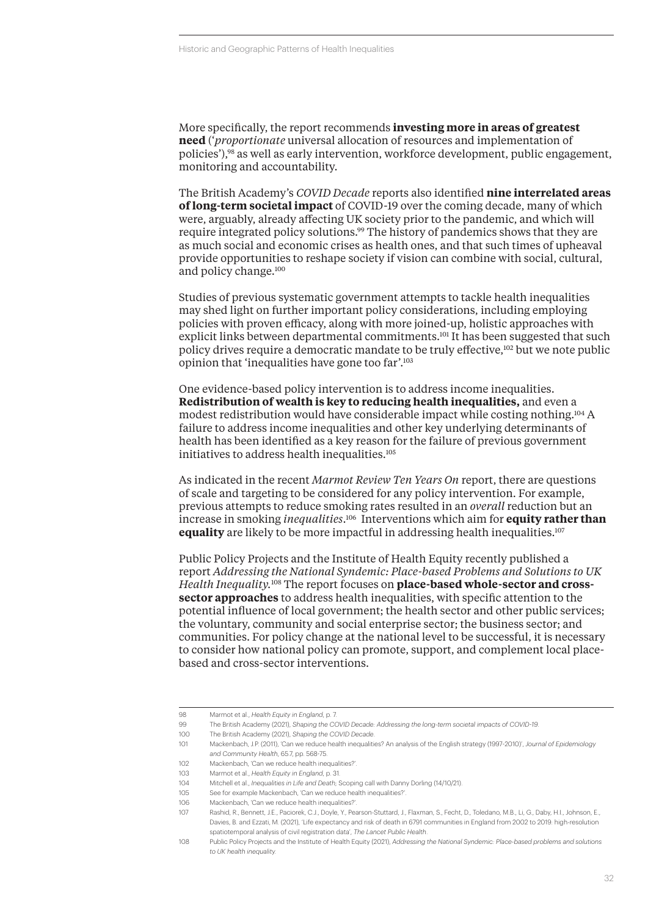More specifically, the report recommends **investing more in areas of greatest need** ('*proportionate* universal allocation of resources and implementation of policies'),[98] as well as early intervention, workforce development, public engagement, monitoring and accountability.

The British Academy's *COVID Decade* reports also identified **nine interrelated areas of long-term societal impact** of COVID-19 over the coming decade, many of which were, arguably, already affecting UK society prior to the pandemic, and which will require integrated policy solutions.[99] The history of pandemics shows that they are as much social and economic crises as health ones, and that such times of upheaval provide opportunities to reshape society if vision can combine with social, cultural, and policy change.[100]

Studies of previous systematic government attempts to tackle health inequalities may shed light on further important policy considerations, including employing policies with proven efficacy, along with more joined-up, holistic approaches with explicit links between departmental commitments.[101] It has been suggested that such policy drives require a democratic mandate to be truly effective,[102] but we note public opinion that 'inequalities have gone too far'.[103]

One evidence-based policy intervention is to address income inequalities. **Redistribution of wealth is key to reducing health inequalities,** and even a modest redistribution would have considerable impact while costing nothing.[104] A failure to address income inequalities and other key underlying determinants of health has been identified as a key reason for the failure of previous government initiatives to address health inequalities.[105]

As indicated in the recent *Marmot Review Ten Years On* report, there are questions of scale and targeting to be considered for any policy intervention. For example, previous attempts to reduce smoking rates resulted in an *overall* reduction but an increase in smoking *inequalities*.[106] Interventions which aim for **equity rather than equality** are likely to be more impactful in addressing health inequalities.[107]

Public Policy Projects and the Institute of Health Equity recently published a report *Addressing the National Syndemic: Place-based Problems and Solutions to UK Health Inequality*.[108] The report focuses on **place-based whole-sector and cross-sector approaches** to address health inequalities, with specific attention to the potential influence of local government; the health sector and other public services; the voluntary, community and social enterprise sector; the business sector; and communities. For policy change at the national level to be successful, it is necessary to consider how national policy can promote, support, and complement local place-based and cross-sector interventions.

---

98 Marmot et al., *Health Equity in England*, p. 7.

99 The British Academy (2021), *Shaping the COVID Decade: Addressing the long-term societal impacts of COVID-19*.

100 The British Academy (2021), *Shaping the COVID Decade*.

101 Mackenbach, J.P. (2011), 'Can we reduce health inequalities? An analysis of the English strategy (1997-2010)', *Journal of Epidemiology and Community Health*, 65:7, pp. 568-75.

102 Mackenbach, 'Can we reduce health inequalities?'.

103 Marmot et al., *Health Equity in England*, p. 31.

104 Mitchell et al., *Inequalities in Life and Death*; Scoping call with Danny Dorling (14/10/21).

105 See for example Mackenbach, 'Can we reduce health inequalities?'.

106 Mackenbach, 'Can we reduce health inequalities?'.

107 Rashid, R., Bennett, J.E., Paciorek, C.J., Doyle, Y., Pearson-Stuttard, J., Flaxman, S., Fecht, D., Toledano, M.B., Li, G., Daby, H.I., Johnson, E., Davies, B. and Ezzati, M. (2021), 'Life expectancy and risk of death in 6791 communities in England from 2002 to 2019: high-resolution spatiotemporal analysis of civil registration data', *The Lancet Public Health*.

108 Public Policy Projects and the Institute of Health Equity (2021), *Addressing the National Syndemic: Place-based problems and solutions to UK health inequality*.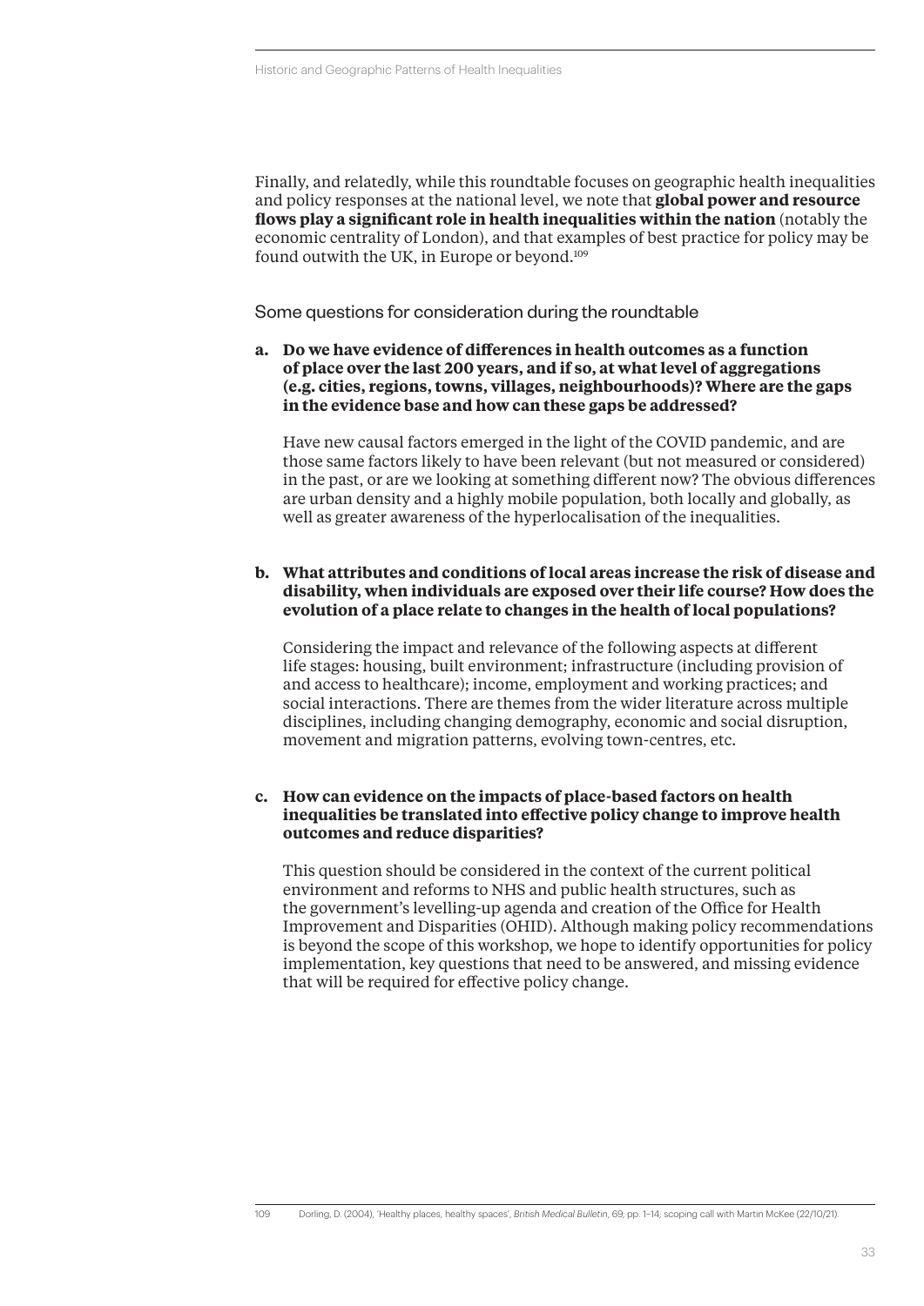Finally, and relatedly, while this roundtable focuses on geographic health inequalities and policy responses at the national level, we note that **global power and resource flows play a significant role in health inequalities within the nation** (notably the economic centrality of London), and that examples of best practice for policy may be found outwith the UK, in Europe or beyond.[109]

## Some questions for consideration during the roundtable

**a. Do we have evidence of differences in health outcomes as a function of place over the last 200 years, and if so, at what level of aggregations (e.g. cities, regions, towns, villages, neighbourhoods)? Where are the gaps in the evidence base and how can these gaps be addressed?**

Have new causal factors emerged in the light of the COVID pandemic, and are those same factors likely to have been relevant (but not measured or considered) in the past, or are we looking at something different now? The obvious differences are urban density and a highly mobile population, both locally and globally, as well as greater awareness of the hyperlocalisation of the inequalities.

**b. What attributes and conditions of local areas increase the risk of disease and disability, when individuals are exposed over their life course? How does the evolution of a place relate to changes in the health of local populations?**

Considering the impact and relevance of the following aspects at different life stages: housing, built environment; infrastructure (including provision of and access to healthcare); income, employment and working practices; and social interactions. There are themes from the wider literature across multiple disciplines, including changing demography, economic and social disruption, movement and migration patterns, evolving town-centres, etc.

**c. How can evidence on the impacts of place-based factors on health inequalities be translated into effective policy change to improve health outcomes and reduce disparities?**

This question should be considered in the context of the current political environment and reforms to NHS and public health structures, such as the government's levelling-up agenda and creation of the Office for Health Improvement and Disparities (OHID). Although making policy recommendations is beyond the scope of this workshop, we hope to identify opportunities for policy implementation, key questions that need to be answered, and missing evidence that will be required for effective policy change.

---

109 Dorling, D. (2004), 'Healthy places, healthy spaces', *British Medical Bulletin*, 69, pp. 1–14; scoping call with Martin McKee (22/10/21).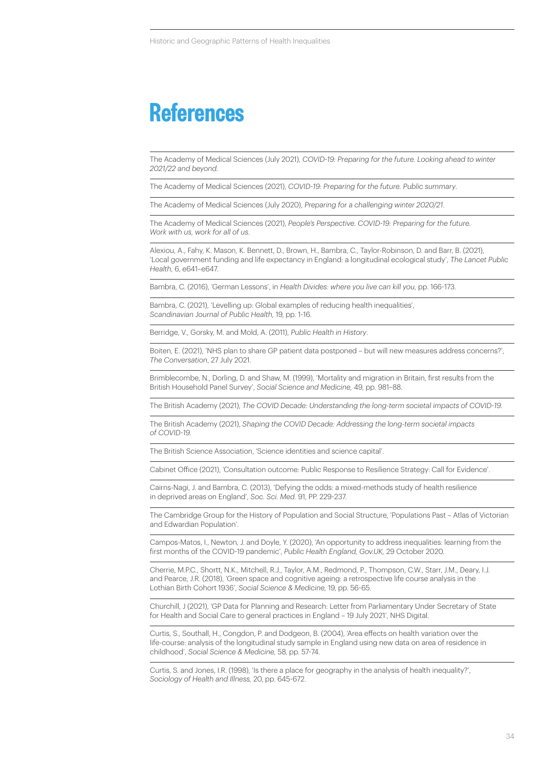# References

The Academy of Medical Sciences (July 2021), *COVID-19: Preparing for the future. Looking ahead to winter 2021/22 and beyond.*

The Academy of Medical Sciences (2021), *COVID-19: Preparing for the future. Public summary*.

The Academy of Medical Sciences (July 2020), *Preparing for a challenging winter 2020/21*.

The Academy of Medical Sciences (2021), *People's Perspective. COVID-19: Preparing for the future. Work with us, work for all of us*.

Alexiou, A., Fahy, K. Mason, K. Bennett, D., Brown, H., Bambra, C., Taylor-Robinson, D. and Barr, B. (2021), 'Local government funding and life expectancy in England: a longitudinal ecological study', *The Lancet Public Health,* 6, e641–e647.

Bambra, C. (2016), 'German Lessons', in *Health Divides: where you live can kill you,* pp. 166-173.

Bambra, C. (2021), 'Levelling up: Global examples of reducing health inequalities', *Scandinavian Journal of Public Health,* 19, pp. 1-16.

Berridge, V., Gorsky, M. and Mold, A. (2011), *Public Health in History*.

Boiten, E. (2021), 'NHS plan to share GP patient data postponed – but will new measures address concerns?', *The Conversation*, 27 July 2021.

Brimblecombe, N., Dorling, D. and Shaw, M. (1999), 'Mortality and migration in Britain, first results from the British Household Panel Survey', *Social Science and Medicine,* 49, pp. 981–88.

The British Academy (2021), *The COVID Decade: Understanding the long-term societal impacts of COVID-19.*

The British Academy (2021), *Shaping the COVID Decade: Addressing the long-term societal impacts of COVID-19.*

The British Science Association, 'Science identities and science capital'.

Cabinet Office (2021), 'Consultation outcome: Public Response to Resilience Strategy: Call for Evidence'.

Cairns-Nagi, J. and Bambra, C. (2013), 'Defying the odds: a mixed-methods study of health resilience in deprived areas on England', *Soc. Sci. Med.* 91, PP. 229-237.

The Cambridge Group for the History of Population and Social Structure, 'Populations Past – Atlas of Victorian and Edwardian Population'.

Campos-Matos, I., Newton, J. and Doyle, Y. (2020), 'An opportunity to address inequalities: learning from the first months of the COVID-19 pandemic', *Public Health England, Gov.UK,* 29 October 2020.

Cherrie, M.P.C., Shortt, N.K., Mitchell, R.J., Taylor, A.M., Redmond, P., Thompson, C.W., Starr, J.M., Deary, I.J. and Pearce, J.R. (2018), 'Green space and cognitive ageing: a retrospective life course analysis in the Lothian Birth Cohort 1936', *Social Science & Medicine,* 19, pp. 56-65.

Churchill, J (2021), 'GP Data for Planning and Research: Letter from Parliamentary Under Secretary of State for Health and Social Care to general practices in England – 19 July 2021', NHS Digital.

Curtis, S., Southall, H., Congdon, P. and Dodgeon, B. (2004), 'Area effects on health variation over the life-course: analysis of the longitudinal study sample in England using new data on area of residence in childhood', *Social Science & Medicine,* 58, pp. 57-74.

Curtis, S. and Jones, I.R. (1998), 'Is there a place for geography in the analysis of health inequality?', *Sociology of Health and Illness,* 20, pp. 645-672.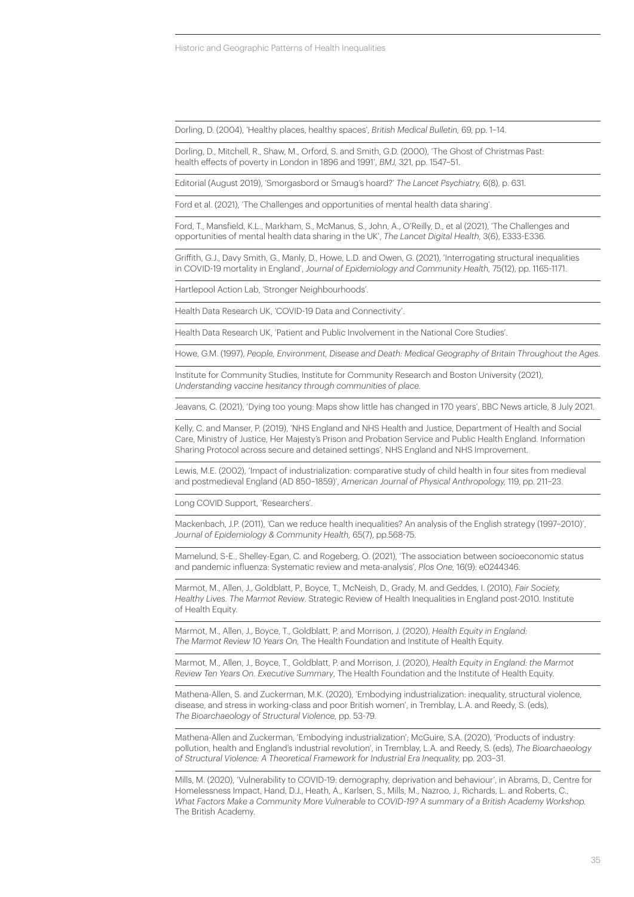Dorling, D. (2004), 'Healthy places, healthy spaces', *British Medical Bulletin,* 69, pp. 1–14.

Dorling, D., Mitchell, R., Shaw, M., Orford, S. and Smith, G.D. (2000), 'The Ghost of Christmas Past: health effects of poverty in London in 1896 and 1991', *BMJ,* 321, pp. 1547–51.

Editorial (August 2019), 'Smorgasbord or Smaug's hoard?' *The Lancet Psychiatry,* 6(8), p. 631.

Ford et al. (2021), 'The Challenges and opportunities of mental health data sharing'.

Ford, T., Mansfield, K.L., Markham, S., McManus, S., John, A., O'Reilly, D., et al (2021), 'The Challenges and opportunities of mental health data sharing in the UK', *The Lancet Digital Health,* 3(6), E333-E336.

Griffith, G.J., Davy Smith, G., Manly, D., Howe, L.D. and Owen, G. (2021), 'Interrogating structural inequalities in COVID-19 mortality in England', *Journal of Epidemiology and Community Health,* 75(12), pp. 1165-1171.

Hartlepool Action Lab, 'Stronger Neighbourhoods'.

Health Data Research UK, 'COVID-19 Data and Connectivity'.

Health Data Research UK, 'Patient and Public Involvement in the National Core Studies'.

Howe, G.M. (1997), *People, Environment, Disease and Death: Medical Geography of Britain Throughout the Ages.*

Institute for Community Studies, Institute for Community Research and Boston University (2021), *Understanding vaccine hesitancy through communities of place.*

Jeavans, C. (2021), 'Dying too young: Maps show little has changed in 170 years', BBC News article, 8 July 2021.

Kelly, C. and Manser, P. (2019), 'NHS England and NHS Health and Justice, Department of Health and Social Care, Ministry of Justice, Her Majesty's Prison and Probation Service and Public Health England. Information Sharing Protocol across secure and detained settings', NHS England and NHS Improvement.

Lewis, M.E. (2002), 'Impact of industrialization: comparative study of child health in four sites from medieval and postmedieval England (AD 850–1859)', *American Journal of Physical Anthropology,* 119, pp. 211–23.

Long COVID Support, 'Researchers'.

Mackenbach, J.P. (2011), 'Can we reduce health inequalities? An analysis of the English strategy (1997–2010)', *Journal of Epidemiology & Community Health,* 65(7), pp.568-75.

Mamelund, S-E., Shelley-Egan, C. and Rogeberg, O. (2021), 'The association between socioeconomic status and pandemic influenza: Systematic review and meta-analysis', *Plos One,* 16(9): e0244346.

Marmot, M., Allen, J., Goldblatt, P., Boyce, T., McNeish, D., Grady, M. and Geddes, I. (2010), *Fair Society, Healthy Lives. The Marmot Review*. Strategic Review of Health Inequalities in England post-2010. Institute of Health Equity.

Marmot, M., Allen, J., Boyce, T., Goldblatt, P. and Morrison, J. (2020), *Health Equity in England: The Marmot Review 10 Years On,* The Health Foundation and Institute of Health Equity.

Marmot, M., Allen, J., Boyce, T., Goldblatt, P. and Morrison, J. (2020), *Health Equity in England: the Marmot Review Ten Years On. Executive Summary*, The Health Foundation and the Institute of Health Equity.

Mathena-Allen, S. and Zuckerman, M.K. (2020), 'Embodying industrialization: inequality, structural violence, disease, and stress in working-class and poor British women', in Tremblay, L.A. and Reedy, S. (eds), *The Bioarchaeology of Structural Violence,* pp. 53-79.

Mathena-Allen and Zuckerman, 'Embodying industrialization'; McGuire, S.A. (2020), 'Products of industry: pollution, health and England's industrial revolution', in Tremblay, L.A. and Reedy, S. (eds), *The Bioarchaeology of Structural Violence: A Theoretical Framework for Industrial Era Inequality,* pp. 203–31.

Mills, M. (2020), 'Vulnerability to COVID-19: demography, deprivation and behaviour', in Abrams, D., Centre for Homelessness Impact, Hand, D.J., Heath, A., Karlsen, S., Mills, M., Nazroo, J., Richards, L. and Roberts, C., *What Factors Make a Community More Vulnerable to COVID-19? A summary of a British Academy Workshop.* The British Academy.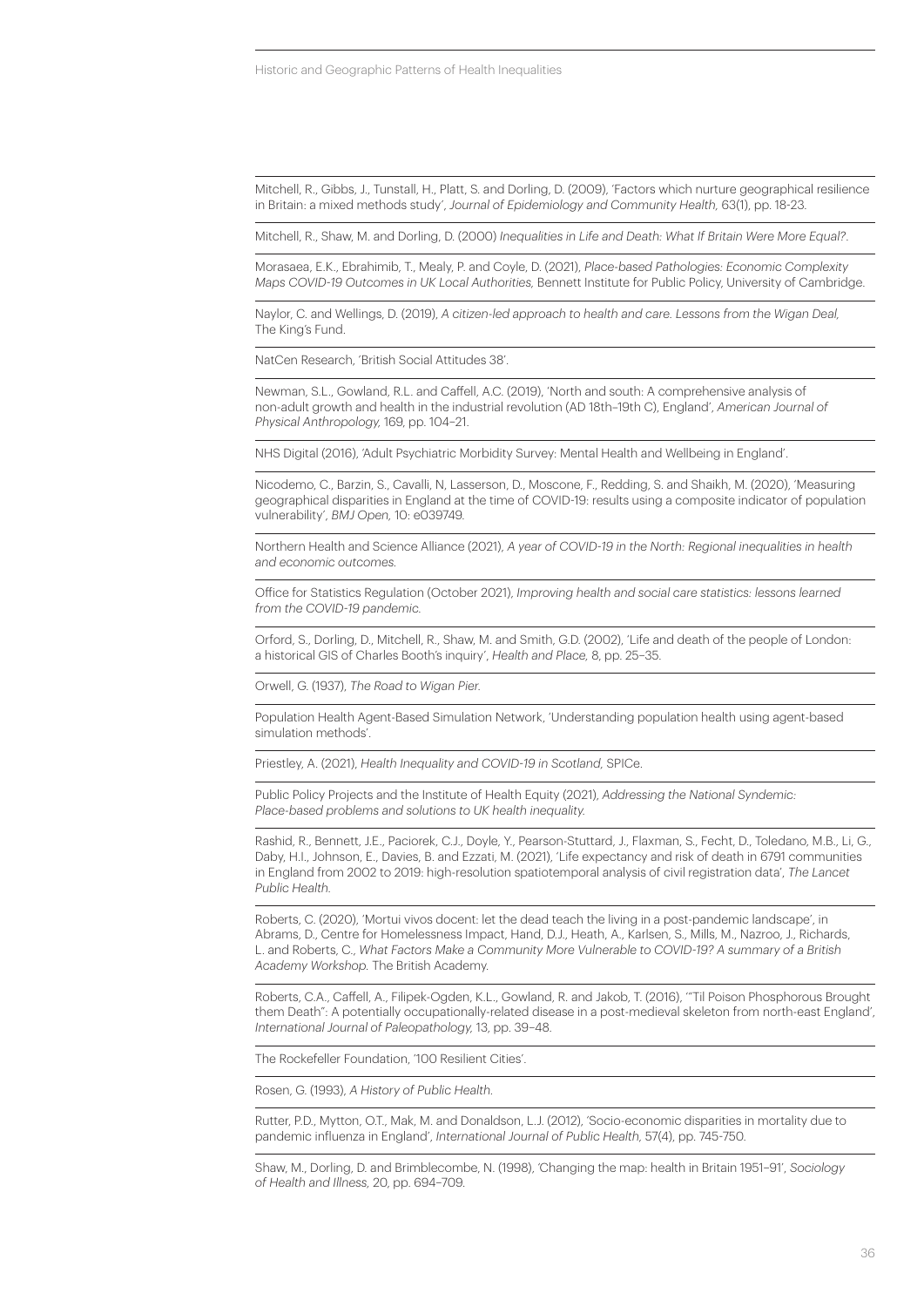Mitchell, R., Gibbs, J., Tunstall, H., Platt, S. and Dorling, D. (2009), 'Factors which nurture geographical resilience in Britain: a mixed methods study', *Journal of Epidemiology and Community Health,* 63(1), pp. 18-23.

Mitchell, R., Shaw, M. and Dorling, D. (2000) *Inequalities in Life and Death: What If Britain Were More Equal?*.

Morasaea, E.K., Ebrahimib, T., Mealy, P. and Coyle, D. (2021), *Place-based Pathologies: Economic Complexity Maps COVID-19 Outcomes in UK Local Authorities,* Bennett Institute for Public Policy, University of Cambridge.

Naylor, C. and Wellings, D. (2019), *A citizen-led approach to health and care. Lessons from the Wigan Deal,* The King's Fund.

NatCen Research, 'British Social Attitudes 38'.

Newman, S.L., Gowland, R.L. and Caffell, A.C. (2019), 'North and south: A comprehensive analysis of non-adult growth and health in the industrial revolution (AD 18th–19th C), England', *American Journal of Physical Anthropology,* 169, pp. 104–21.

NHS Digital (2016), 'Adult Psychiatric Morbidity Survey: Mental Health and Wellbeing in England'.

Nicodemo, C., Barzin, S., Cavalli, N, Lasserson, D., Moscone, F., Redding, S. and Shaikh, M. (2020), 'Measuring geographical disparities in England at the time of COVID-19: results using a composite indicator of population vulnerability', *BMJ Open,* 10: e039749.

Northern Health and Science Alliance (2021), *A year of COVID-19 in the North: Regional inequalities in health and economic outcomes.*

Office for Statistics Regulation (October 2021), *Improving health and social care statistics: lessons learned from the COVID-19 pandemic.*

Orford, S., Dorling, D., Mitchell, R., Shaw, M. and Smith, G.D. (2002), 'Life and death of the people of London: a historical GIS of Charles Booth's inquiry', *Health and Place,* 8, pp. 25–35.

Orwell, G. (1937), *The Road to Wigan Pier.*

Population Health Agent-Based Simulation Network, 'Understanding population health using agent-based simulation methods'.

Priestley, A. (2021), *Health Inequality and COVID-19 in Scotland,* SPICe.

Public Policy Projects and the Institute of Health Equity (2021), *Addressing the National Syndemic: Place-based problems and solutions to UK health inequality.*

Rashid, R., Bennett, J.E., Paciorek, C.J., Doyle, Y., Pearson-Stuttard, J., Flaxman, S., Fecht, D., Toledano, M.B., Li, G., Daby, H.I., Johnson, E., Davies, B. and Ezzati, M. (2021), 'Life expectancy and risk of death in 6791 communities in England from 2002 to 2019: high-resolution spatiotemporal analysis of civil registration data', *The Lancet Public Health.*

Roberts, C. (2020), 'Mortui vivos docent: let the dead teach the living in a post-pandemic landscape', in Abrams, D., Centre for Homelessness Impact, Hand, D.J., Heath, A., Karlsen, S., Mills, M., Nazroo, J., Richards, L. and Roberts, C., *What Factors Make a Community More Vulnerable to COVID-19? A summary of a British Academy Workshop.* The British Academy.

Roberts, C.A., Caffell, A., Filipek-Ogden, K.L., Gowland, R. and Jakob, T. (2016), '"Til Poison Phosphorous Brought them Death": A potentially occupationally-related disease in a post-medieval skeleton from north-east England', *International Journal of Paleopathology,* 13, pp. 39–48.

The Rockefeller Foundation, '100 Resilient Cities'.

Rosen, G. (1993), *A History of Public Health.*

Rutter, P.D., Mytton, O.T., Mak, M. and Donaldson, L.J. (2012), 'Socio-economic disparities in mortality due to pandemic influenza in England', *International Journal of Public Health,* 57(4), pp. 745-750.

Shaw, M., Dorling, D. and Brimblecombe, N. (1998), 'Changing the map: health in Britain 1951–91', *Sociology of Health and Illness,* 20, pp. 694–709.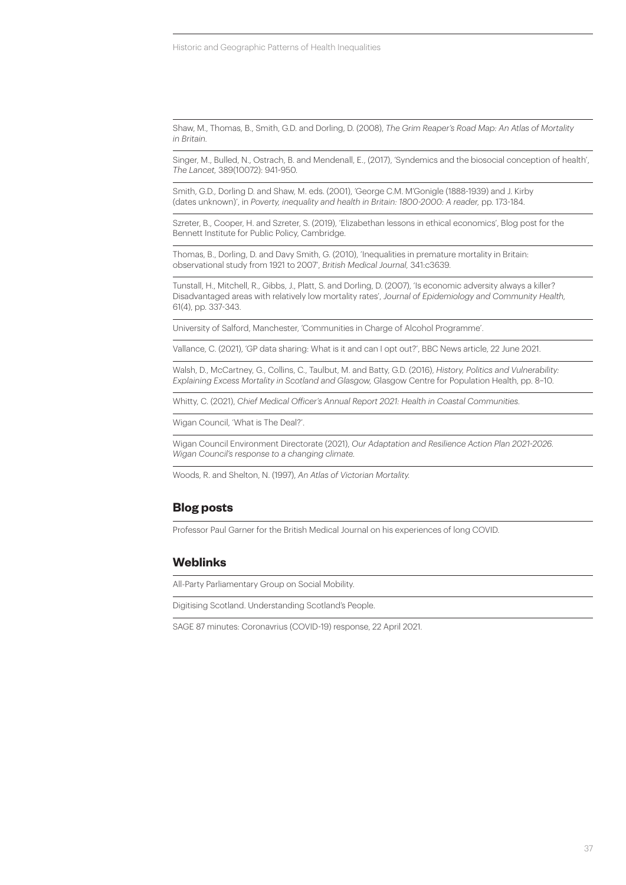Shaw, M., Thomas, B., Smith, G.D. and Dorling, D. (2008), *The Grim Reaper's Road Map: An Atlas of Mortality in Britain.*

Singer, M., Bulled, N., Ostrach, B. and Mendenall, E., (2017), 'Syndemics and the biosocial conception of health', *The Lancet,* 389(10072): 941-950.

Smith, G.D., Dorling D. and Shaw, M. eds. (2001), 'George C.M. M'Gonigle (1888-1939) and J. Kirby (dates unknown)', in *Poverty, inequality and health in Britain: 1800-2000: A reader,* pp. 173-184.

Szreter, B., Cooper, H. and Szreter, S. (2019), 'Elizabethan lessons in ethical economics', Blog post for the Bennett Institute for Public Policy, Cambridge.

Thomas, B., Dorling, D. and Davy Smith, G. (2010), 'Inequalities in premature mortality in Britain: observational study from 1921 to 2007', *British Medical Journal,* 341:c3639.

Tunstall, H., Mitchell, R., Gibbs, J., Platt, S. and Dorling, D. (2007), 'Is economic adversity always a killer? Disadvantaged areas with relatively low mortality rates', *Journal of Epidemiology and Community Health,* 61(4), pp. 337-343.

University of Salford, Manchester, 'Communities in Charge of Alcohol Programme'.

Vallance, C. (2021), 'GP data sharing: What is it and can I opt out?', BBC News article, 22 June 2021.

Walsh, D., McCartney, G., Collins, C., Taulbut, M. and Batty, G.D. (2016), *History, Politics and Vulnerability: Explaining Excess Mortality in Scotland and Glasgow,* Glasgow Centre for Population Health, pp. 8–10.

Whitty, C. (2021), *Chief Medical Officer's Annual Report 2021: Health in Coastal Communities.*

Wigan Council, 'What is The Deal?'.

Wigan Council Environment Directorate (2021), *Our Adaptation and Resilience Action Plan 2021-2026. Wigan Council's response to a changing climate.*

Woods, R. and Shelton, N. (1997), *An Atlas of Victorian Mortality.*

## Blog posts

Professor Paul Garner for the British Medical Journal on his experiences of long COVID.

## Weblinks

All-Party Parliamentary Group on Social Mobility.

Digitising Scotland. Understanding Scotland's People.

SAGE 87 minutes: Coronavrius (COVID-19) response, 22 April 2021.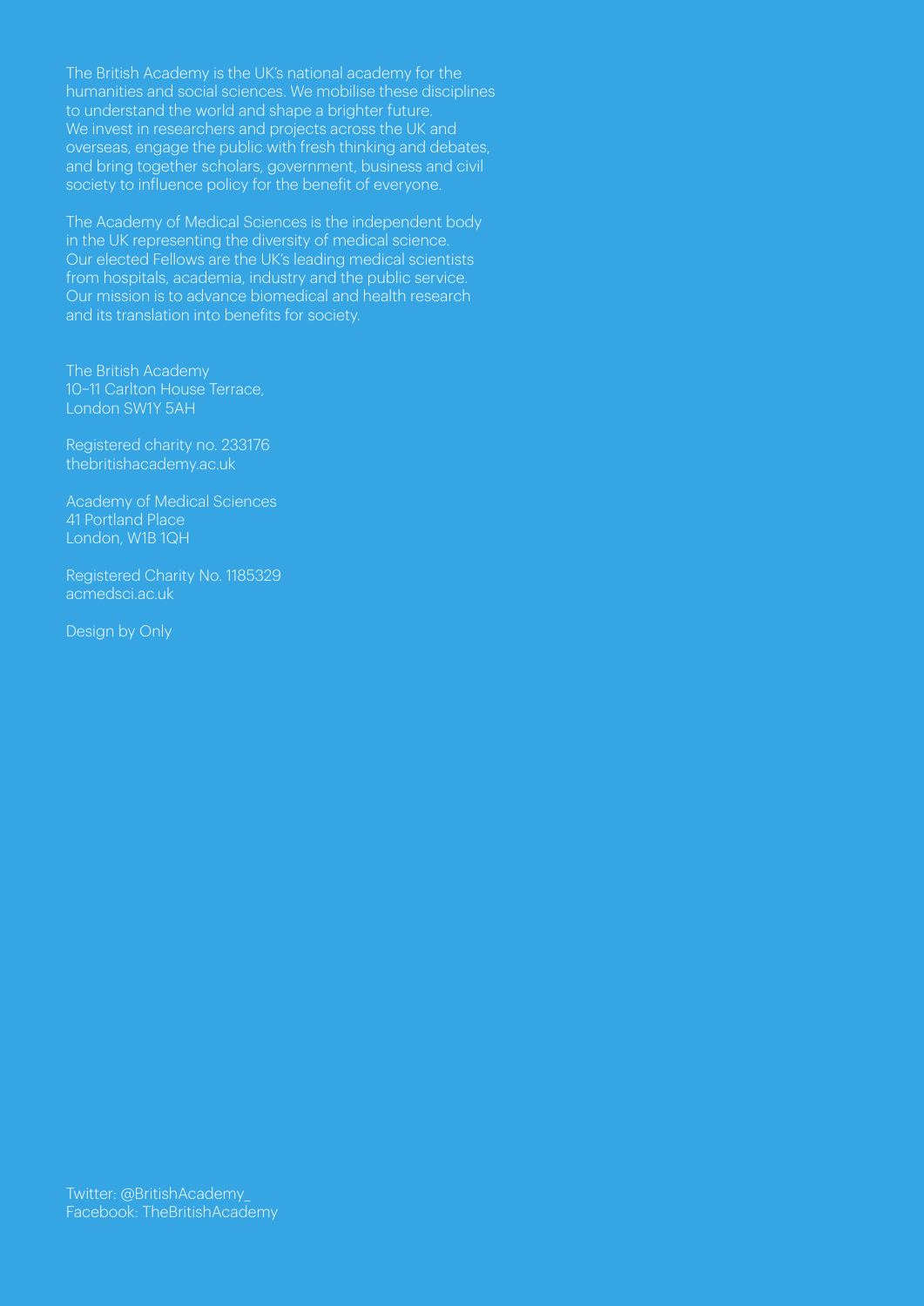The British Academy is the UK's national academy for the humanities and social sciences. We mobilise these disciplines to understand the world and shape a brighter future. We invest in researchers and projects across the UK and overseas, engage the public with fresh thinking and debates, and bring together scholars, government, business and civil society to influence policy for the benefit of everyone.

The Academy of Medical Sciences is the independent body in the UK representing the diversity of medical science. Our elected Fellows are the UK's leading medical scientists from hospitals, academia, industry and the public service. Our mission is to advance biomedical and health research and its translation into benefits for society.

The British Academy  
10–11 Carlton House Terrace,  
London SW1Y 5AH

Registered charity no. 233176  
thebritishacademy.ac.uk

Academy of Medical Sciences  
41 Portland Place  
London, W1B 1QH

Registered Charity No. 1185329  
acmedsci.ac.uk

Design by Only

Twitter: @BritishAcademy_  
Facebook: TheBritishAcademy